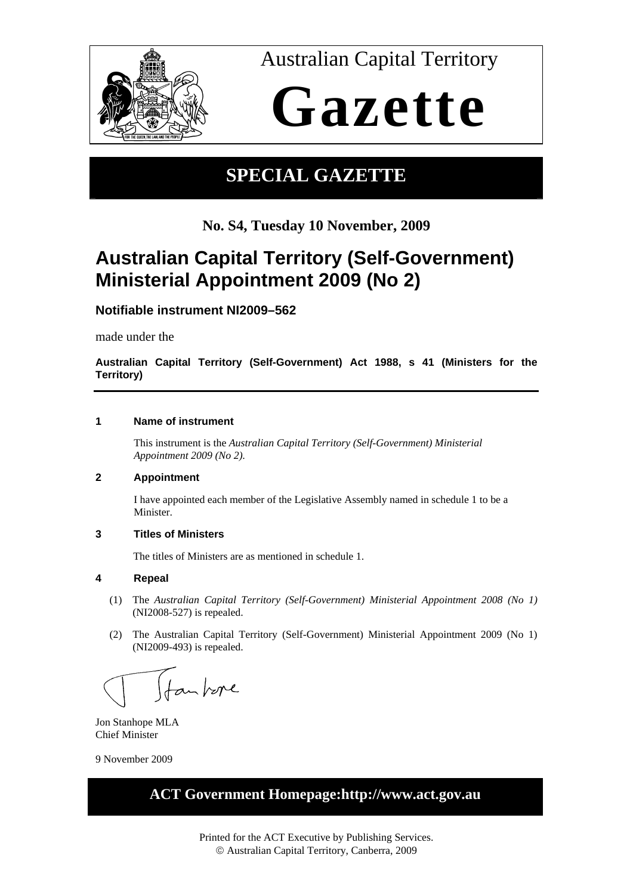# Australian Capital Territory Gazette

## SPECIAL GAZETTE

**No. S4, Tuesday 10 November, 2009**

# Australian Capital Territory (Self-Government) Ministerial Appointment 2009 (No 2)

### Notifiable instrument NI2009–562

made under the

**Australian Capital Territory (Self-Government) Act 1988, s 41 (Ministers for the Territory)**

---

**1 Name of instrument**

This instrument is the *Australian Capital Territory (Self-Government) Ministerial Appointment 2009 (No 2).*

**2 Appointment**

I have appointed each member of the Legislative Assembly named in schedule 1 to be a Minister.

**3 Titles of Ministers**

The titles of Ministers are as mentioned in schedule 1.

**4 Repeal**

(1) The *Australian Capital Territory (Self-Government) Ministerial Appointment 2008 (No 1)* (NI2008-527) is repealed.

(2) The Australian Capital Territory (Self-Government) Ministerial Appointment 2009 (No 1) (NI2009-493) is repealed.

Jon Stanhope MLA
Chief Minister

9 November 2009

**ACT Government Homepage:http://www.act.gov.au**

Printed for the ACT Executive by Publishing Services.
© Australian Capital Territory, Canberra, 2009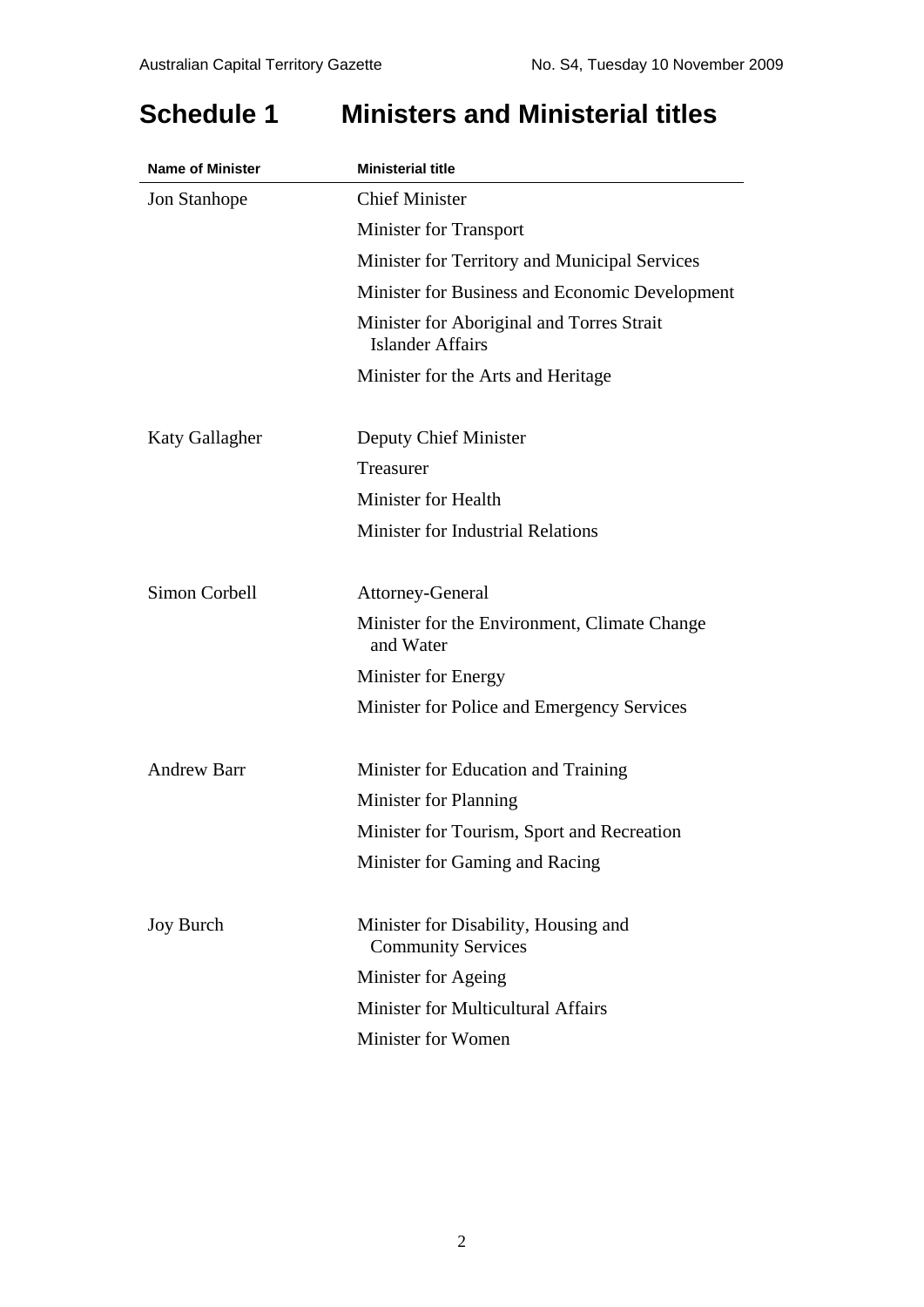# Schedule 1 Ministers and Ministerial titles

| Name of Minister | Ministerial title |
|---|---|
| Jon Stanhope | Chief Minister |
| | Minister for Transport |
| | Minister for Territory and Municipal Services |
| | Minister for Business and Economic Development |
| | Minister for Aboriginal and Torres Strait Islander Affairs |
| | Minister for the Arts and Heritage |
| Katy Gallagher | Deputy Chief Minister |
| | Treasurer |
| | Minister for Health |
| | Minister for Industrial Relations |
| Simon Corbell | Attorney-General |
| | Minister for the Environment, Climate Change and Water |
| | Minister for Energy |
| | Minister for Police and Emergency Services |
| Andrew Barr | Minister for Education and Training |
| | Minister for Planning |
| | Minister for Tourism, Sport and Recreation |
| | Minister for Gaming and Racing |
| Joy Burch | Minister for Disability, Housing and Community Services |
| | Minister for Ageing |
| | Minister for Multicultural Affairs |
| | Minister for Women |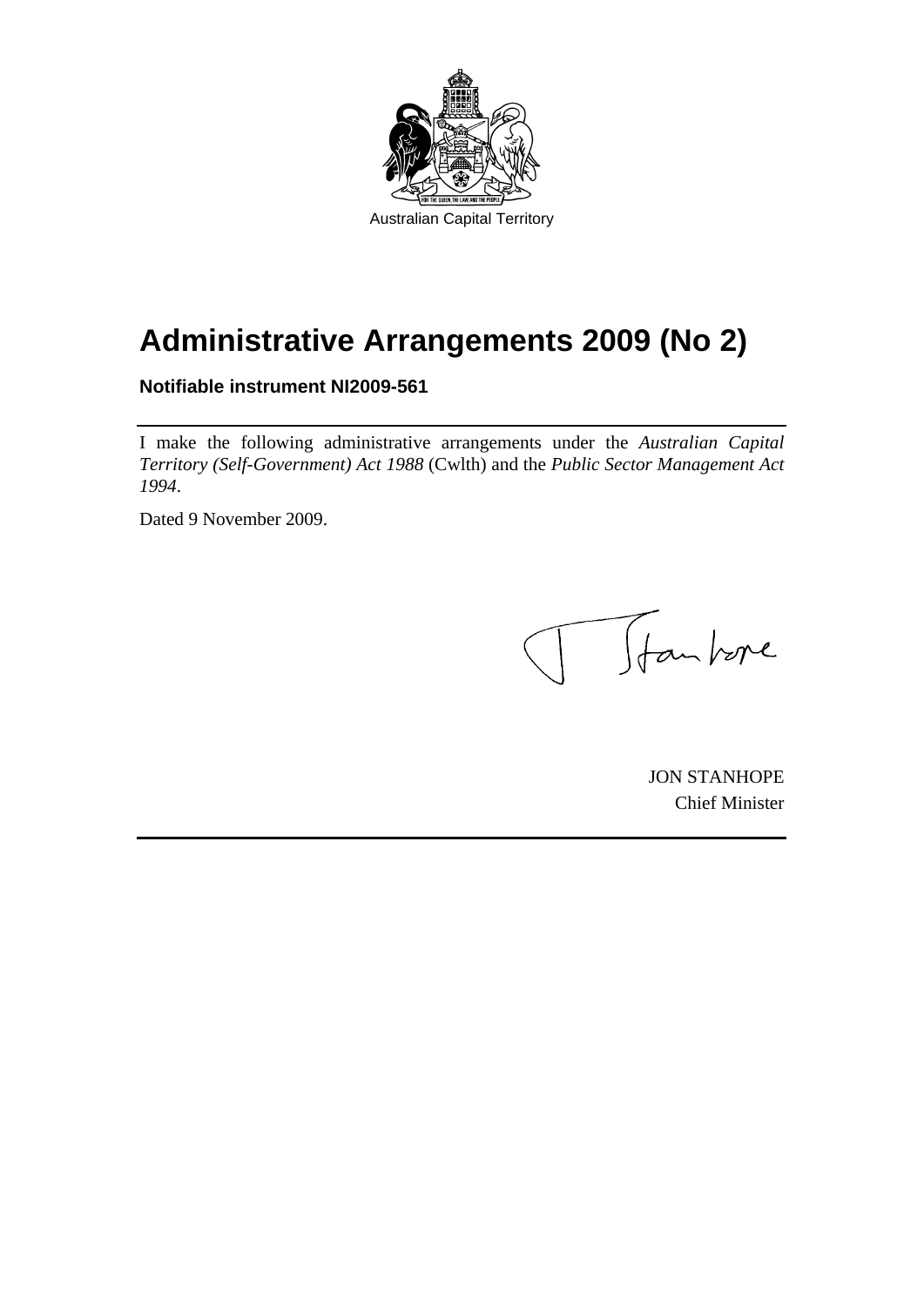Australian Capital Territory

# Administrative Arrangements 2009 (No 2)

**Notifiable instrument NI2009-561**

I make the following administrative arrangements under the *Australian Capital Territory (Self-Government) Act 1988* (Cwlth) and the *Public Sector Management Act 1994*.

Dated 9 November 2009.

JON STANHOPE
Chief Minister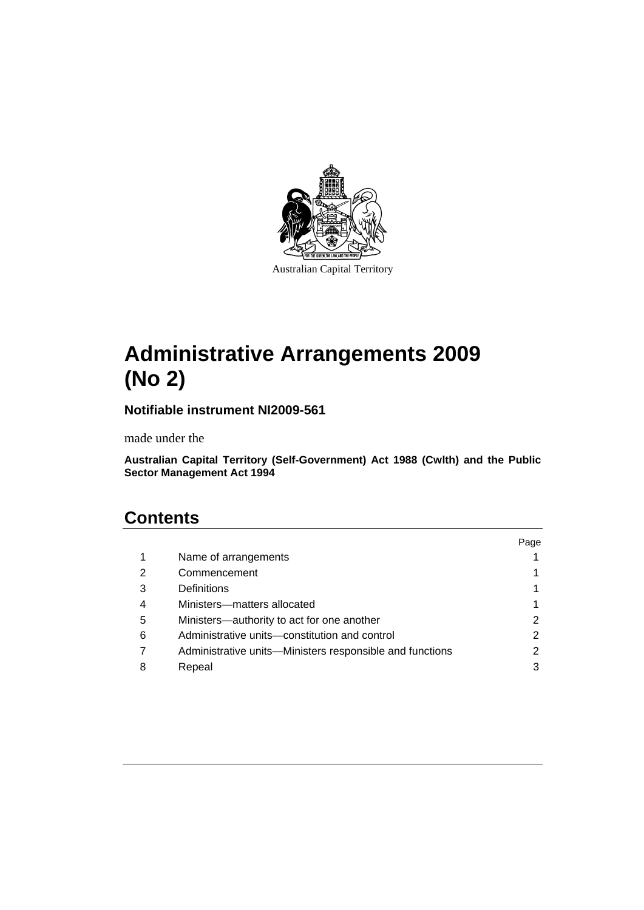Australian Capital Territory

# Administrative Arrangements 2009 (No 2)

**Notifiable instrument NI2009-561**

made under the

**Australian Capital Territory (Self-Government) Act 1988 (Cwlth) and the Public Sector Management Act 1994**

## Contents

| | | Page |
|---|---|---|
| 1 | Name of arrangements | 1 |
| 2 | Commencement | 1 |
| 3 | Definitions | 1 |
| 4 | Ministers—matters allocated | 1 |
| 5 | Ministers—authority to act for one another | 2 |
| 6 | Administrative units—constitution and control | 2 |
| 7 | Administrative units—Ministers responsible and functions | 2 |
| 8 | Repeal | 3 |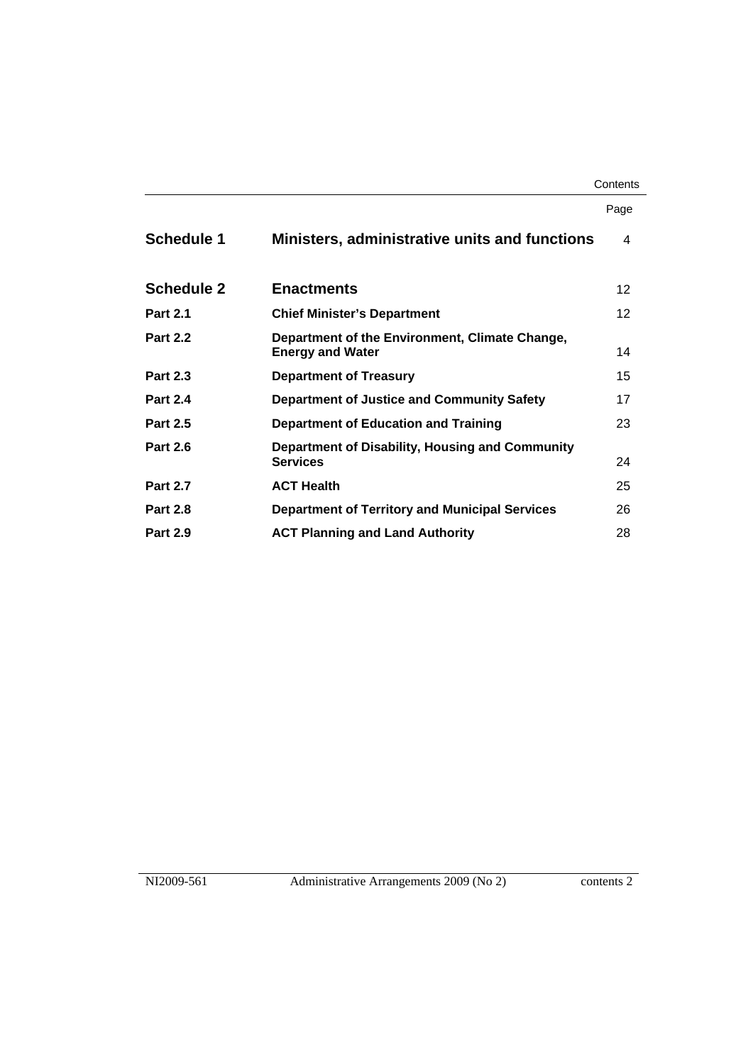| | | Page |
|---|---|---|
| **Schedule 1** | **Ministers, administrative units and functions** | 4 |
| **Schedule 2** | **Enactments** | 12 |
| **Part 2.1** | **Chief Minister's Department** | 12 |
| **Part 2.2** | **Department of the Environment, Climate Change, Energy and Water** | 14 |
| **Part 2.3** | **Department of Treasury** | 15 |
| **Part 2.4** | **Department of Justice and Community Safety** | 17 |
| **Part 2.5** | **Department of Education and Training** | 23 |
| **Part 2.6** | **Department of Disability, Housing and Community Services** | 24 |
| **Part 2.7** | **ACT Health** | 25 |
| **Part 2.8** | **Department of Territory and Municipal Services** | 26 |
| **Part 2.9** | **ACT Planning and Land Authority** | 28 |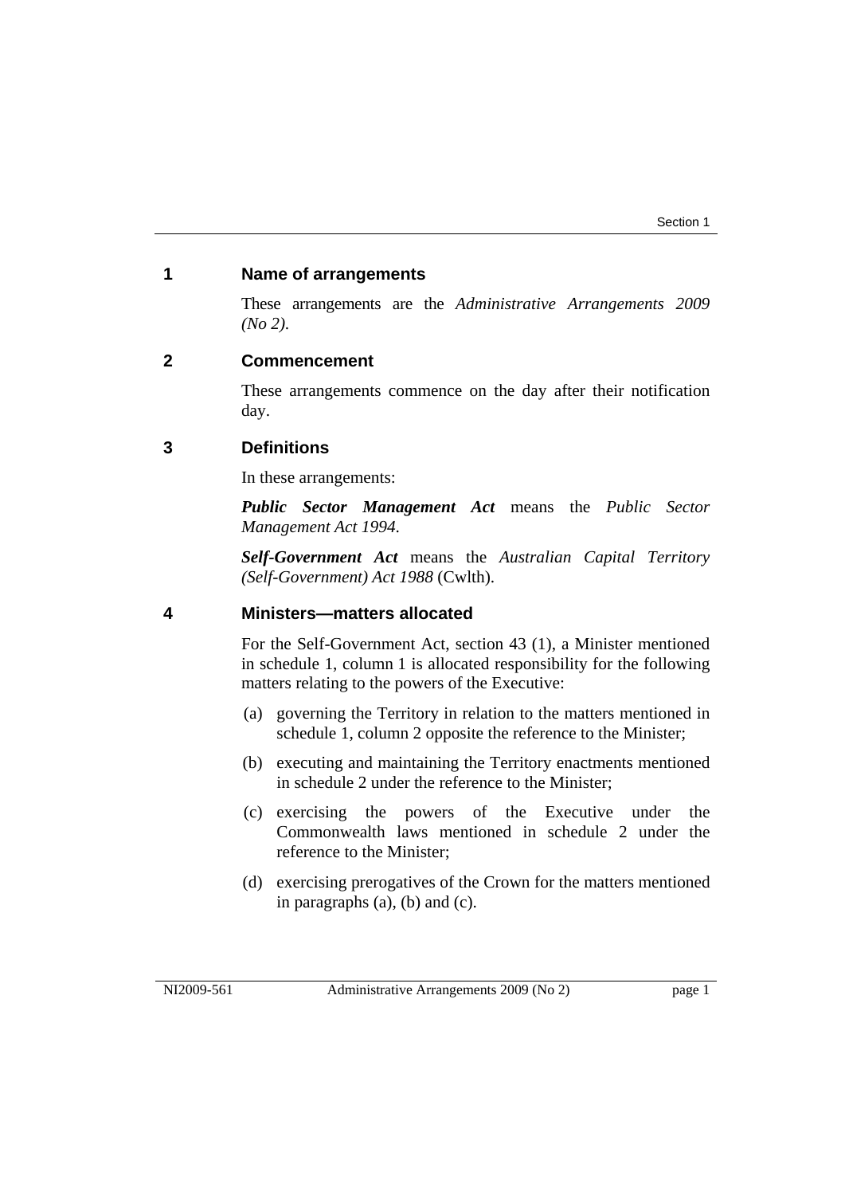## 1 Name of arrangements

These arrangements are the *Administrative Arrangements 2009 (No 2)*.

## 2 Commencement

These arrangements commence on the day after their notification day.

## 3 Definitions

In these arrangements:

***Public Sector Management Act*** means the *Public Sector Management Act 1994*.

***Self-Government Act*** means the *Australian Capital Territory (Self-Government) Act 1988* (Cwlth).

## 4 Ministers—matters allocated

For the Self-Government Act, section 43 (1), a Minister mentioned in schedule 1, column 1 is allocated responsibility for the following matters relating to the powers of the Executive:

(a) governing the Territory in relation to the matters mentioned in schedule 1, column 2 opposite the reference to the Minister;

(b) executing and maintaining the Territory enactments mentioned in schedule 2 under the reference to the Minister;

(c) exercising the powers of the Executive under the Commonwealth laws mentioned in schedule 2 under the reference to the Minister;

(d) exercising prerogatives of the Crown for the matters mentioned in paragraphs (a), (b) and (c).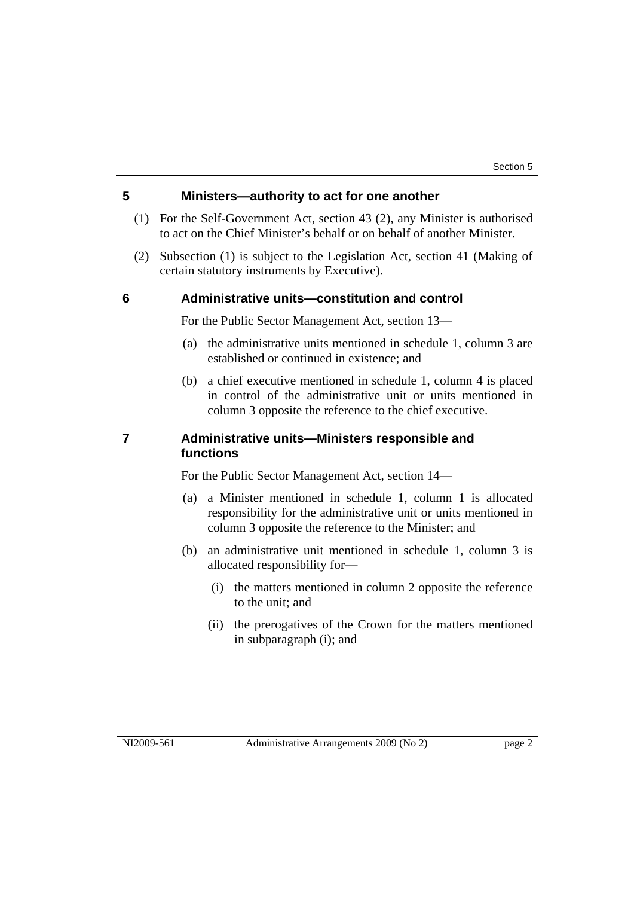## 5 Ministers—authority to act for one another

(1) For the Self-Government Act, section 43 (2), any Minister is authorised to act on the Chief Minister's behalf or on behalf of another Minister.

(2) Subsection (1) is subject to the Legislation Act, section 41 (Making of certain statutory instruments by Executive).

## 6 Administrative units—constitution and control

For the Public Sector Management Act, section 13—

(a) the administrative units mentioned in schedule 1, column 3 are established or continued in existence; and

(b) a chief executive mentioned in schedule 1, column 4 is placed in control of the administrative unit or units mentioned in column 3 opposite the reference to the chief executive.

## 7 Administrative units—Ministers responsible and functions

For the Public Sector Management Act, section 14—

(a) a Minister mentioned in schedule 1, column 1 is allocated responsibility for the administrative unit or units mentioned in column 3 opposite the reference to the Minister; and

(b) an administrative unit mentioned in schedule 1, column 3 is allocated responsibility for—

(i) the matters mentioned in column 2 opposite the reference to the unit; and

(ii) the prerogatives of the Crown for the matters mentioned in subparagraph (i); and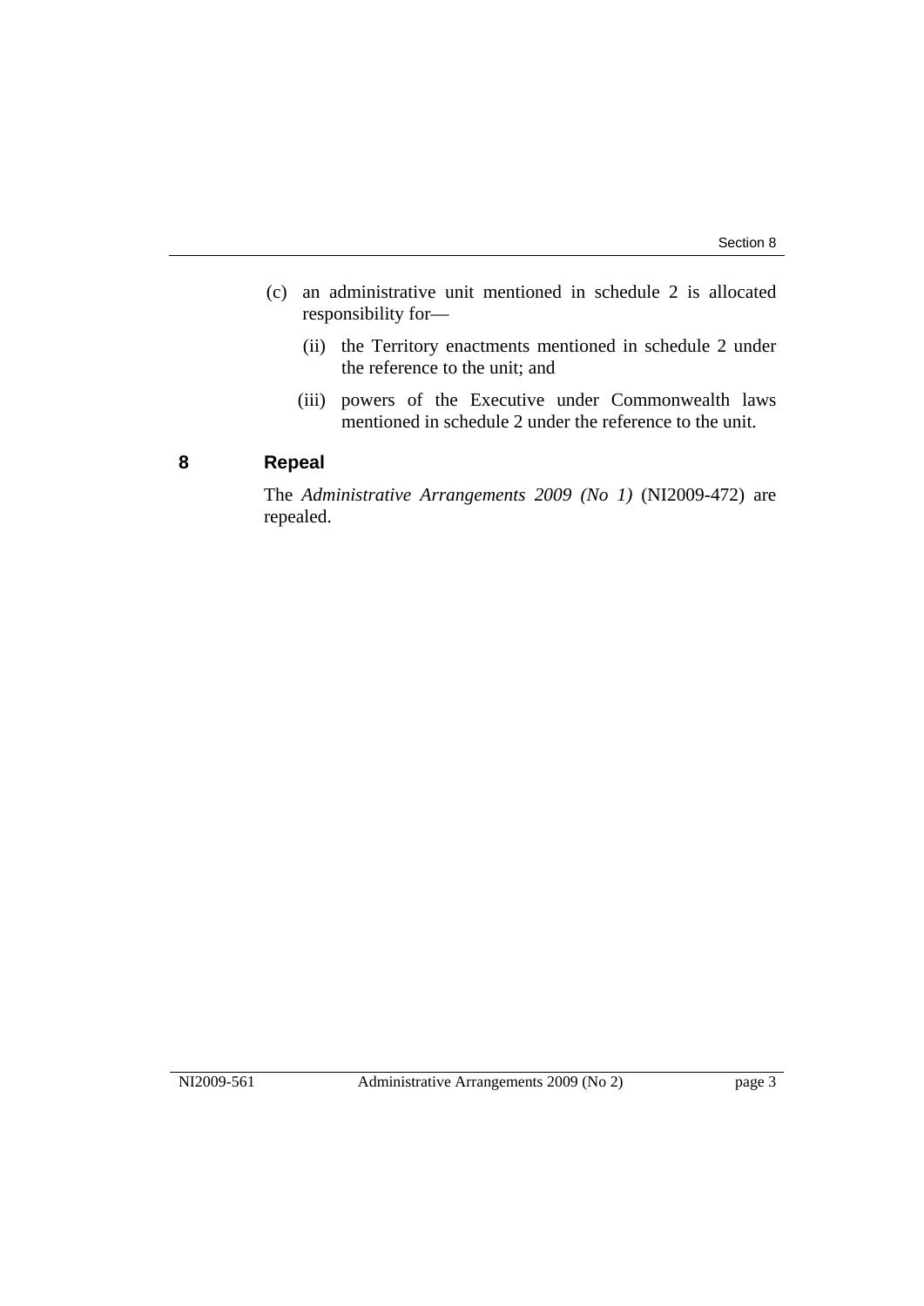(c) an administrative unit mentioned in schedule 2 is allocated responsibility for—

(ii) the Territory enactments mentioned in schedule 2 under the reference to the unit; and

(iii) powers of the Executive under Commonwealth laws mentioned in schedule 2 under the reference to the unit.

## 8 Repeal

The *Administrative Arrangements 2009 (No 1)* (NI2009-472) are repealed.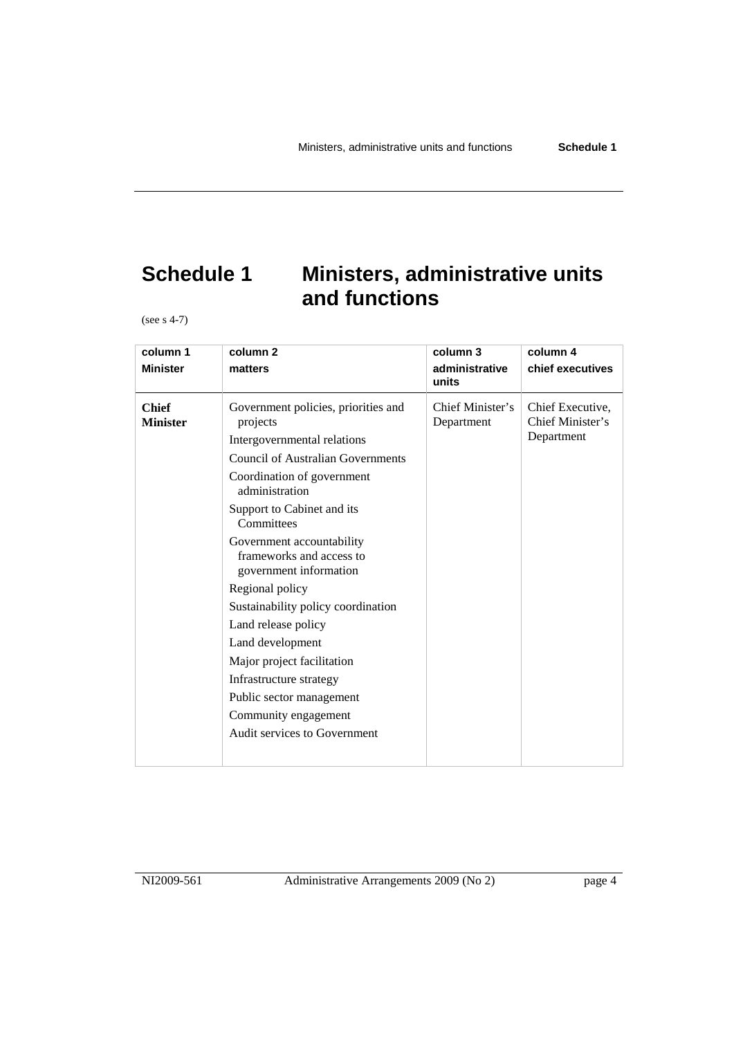# Schedule 1 Ministers, administrative units and functions

(see s 4-7)

| column 1<br>**Minister** | column 2<br>**matters** | column 3<br>**administrative units** | column 4<br>**chief executives** |
|---|---|---|---|
| **Chief Minister** | Government policies, priorities and projects<br>Intergovernmental relations<br>Council of Australian Governments<br>Coordination of government administration<br>Support to Cabinet and its Committees<br>Government accountability frameworks and access to government information<br>Regional policy<br>Sustainability policy coordination<br>Land release policy<br>Land development<br>Major project facilitation<br>Infrastructure strategy<br>Public sector management<br>Community engagement<br>Audit services to Government | Chief Minister's Department | Chief Executive, Chief Minister's Department |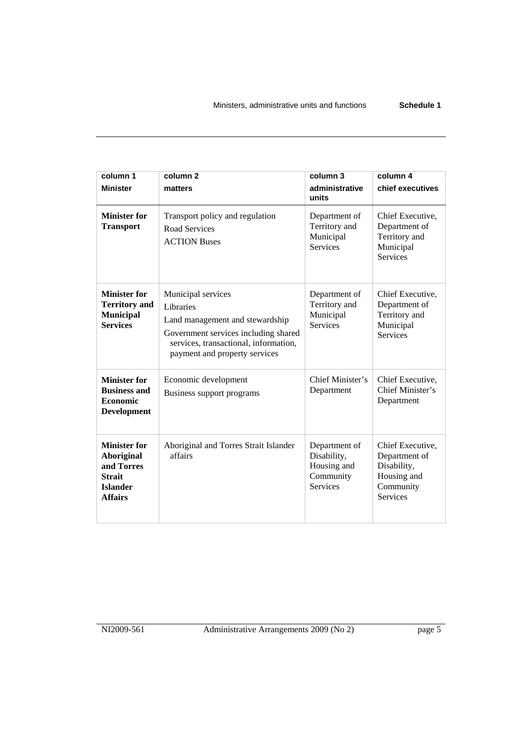| column 1<br>**Minister** | column 2<br>**matters** | column 3<br>**administrative units** | column 4<br>**chief executives** |
|---|---|---|---|
| **Minister for Transport** | Transport policy and regulation<br>Road Services<br>ACTION Buses | Department of Territory and Municipal Services | Chief Executive, Department of Territory and Municipal Services |
| **Minister for Territory and Municipal Services** | Municipal services<br>Libraries<br>Land management and stewardship<br>Government services including shared services, transactional, information, payment and property services | Department of Territory and Municipal Services | Chief Executive, Department of Territory and Municipal Services |
| **Minister for Business and Economic Development** | Economic development<br>Business support programs | Chief Minister's Department | Chief Executive, Chief Minister's Department |
| **Minister for Aboriginal and Torres Strait Islander Affairs** | Aboriginal and Torres Strait Islander affairs | Department of Disability, Housing and Community Services | Chief Executive, Department of Disability, Housing and Community Services |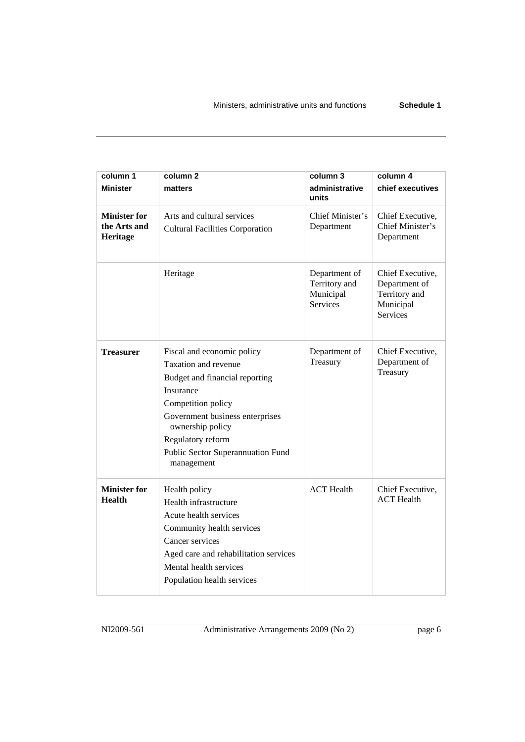| column 1<br>**Minister** | column 2<br>**matters** | column 3<br>**administrative units** | column 4<br>**chief executives** |
|---|---|---|---|
| **Minister for the Arts and Heritage** | Arts and cultural services<br>Cultural Facilities Corporation | Chief Minister's Department | Chief Executive, Chief Minister's Department |
| | Heritage | Department of Territory and Municipal Services | Chief Executive, Department of Territory and Municipal Services |
| **Treasurer** | Fiscal and economic policy<br>Taxation and revenue<br>Budget and financial reporting<br>Insurance<br>Competition policy<br>Government business enterprises ownership policy<br>Regulatory reform<br>Public Sector Superannuation Fund management | Department of Treasury | Chief Executive, Department of Treasury |
| **Minister for Health** | Health policy<br>Health infrastructure<br>Acute health services<br>Community health services<br>Cancer services<br>Aged care and rehabilitation services<br>Mental health services<br>Population health services | ACT Health | Chief Executive, ACT Health |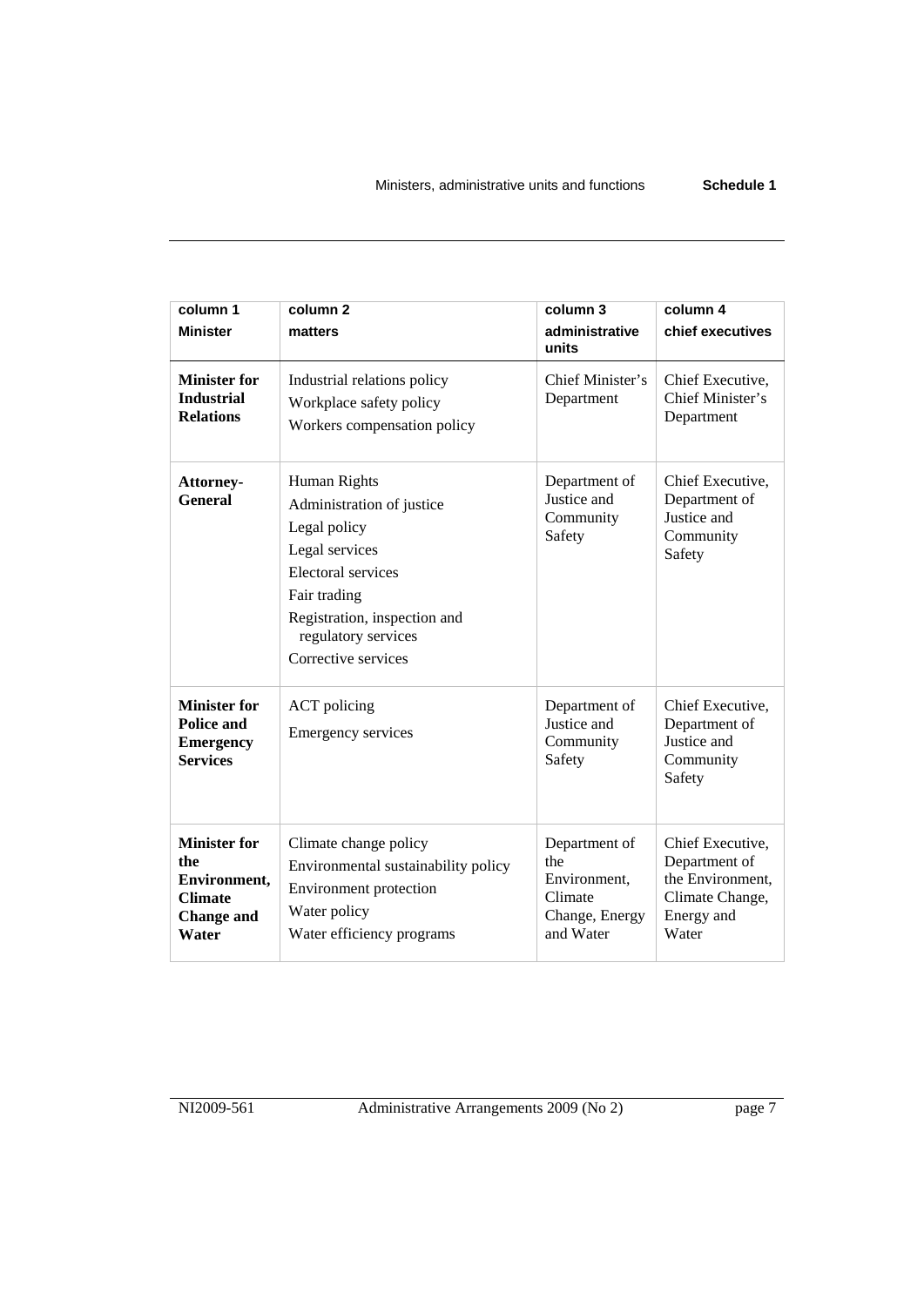| column 1<br>**Minister** | column 2<br>**matters** | column 3<br>**administrative units** | column 4<br>**chief executives** |
|---|---|---|---|
| **Minister for Industrial Relations** | Industrial relations policy<br>Workplace safety policy<br>Workers compensation policy | Chief Minister's Department | Chief Executive, Chief Minister's Department |
| **Attorney-General** | Human Rights<br>Administration of justice<br>Legal policy<br>Legal services<br>Electoral services<br>Fair trading<br>Registration, inspection and regulatory services<br>Corrective services | Department of Justice and Community Safety | Chief Executive, Department of Justice and Community Safety |
| **Minister for Police and Emergency Services** | ACT policing<br>Emergency services | Department of Justice and Community Safety | Chief Executive, Department of Justice and Community Safety |
| **Minister for the Environment, Climate Change and Water** | Climate change policy<br>Environmental sustainability policy<br>Environment protection<br>Water policy<br>Water efficiency programs | Department of the Environment, Climate Change, Energy and Water | Chief Executive, Department of the Environment, Climate Change, Energy and Water |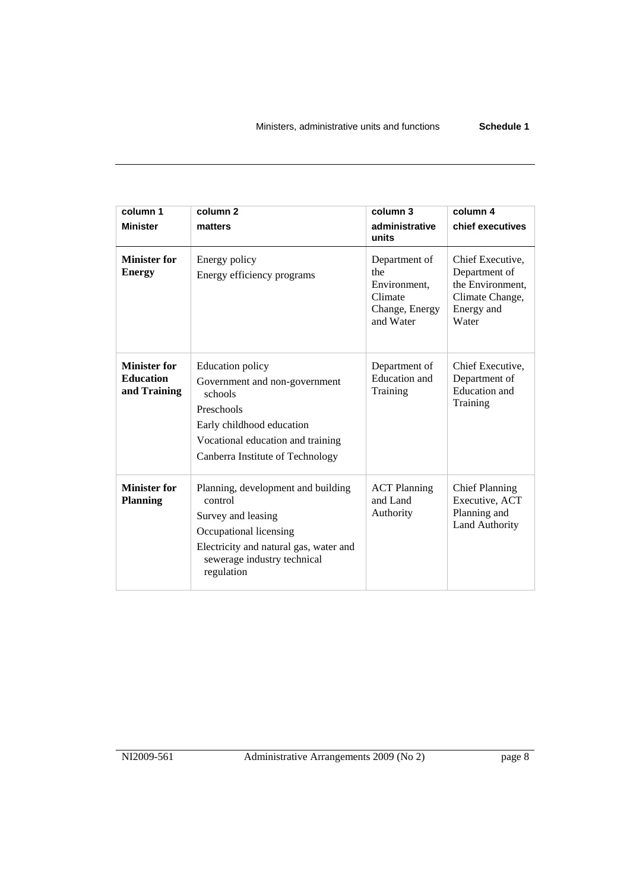| column 1<br>**Minister** | column 2<br>**matters** | column 3<br>**administrative units** | column 4<br>**chief executives** |
|---|---|---|---|
| **Minister for Energy** | Energy policy<br>Energy efficiency programs | Department of the Environment, Climate Change, Energy and Water | Chief Executive, Department of the Environment, Climate Change, Energy and Water |
| **Minister for Education and Training** | Education policy<br>Government and non-government schools<br>Preschools<br>Early childhood education<br>Vocational education and training<br>Canberra Institute of Technology | Department of Education and Training | Chief Executive, Department of Education and Training |
| **Minister for Planning** | Planning, development and building control<br>Survey and leasing<br>Occupational licensing<br>Electricity and natural gas, water and sewerage industry technical regulation | ACT Planning and Land Authority | Chief Planning Executive, ACT Planning and Land Authority |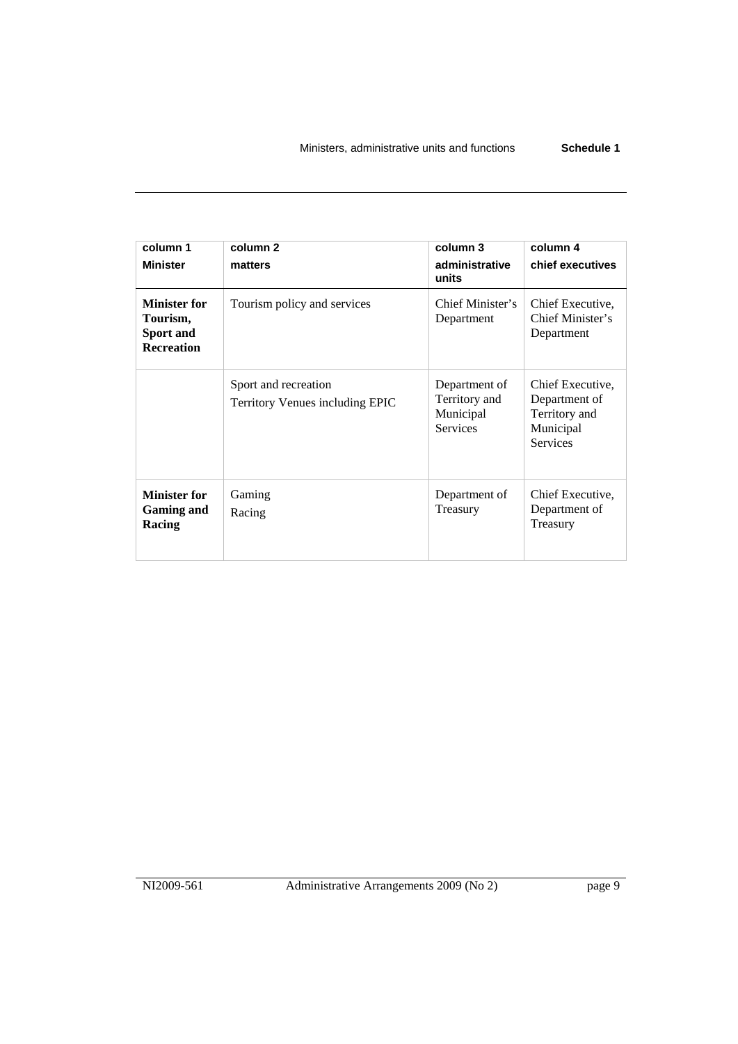| column 1<br>**Minister** | column 2<br>**matters** | column 3<br>**administrative units** | column 4<br>**chief executives** |
| --- | --- | --- | --- |
| **Minister for Tourism, Sport and Recreation** | Tourism policy and services | Chief Minister's Department | Chief Executive, Chief Minister's Department |
| | Sport and recreation<br>Territory Venues including EPIC | Department of Territory and Municipal Services | Chief Executive, Department of Territory and Municipal Services |
| **Minister for Gaming and Racing** | Gaming<br>Racing | Department of Treasury | Chief Executive, Department of Treasury |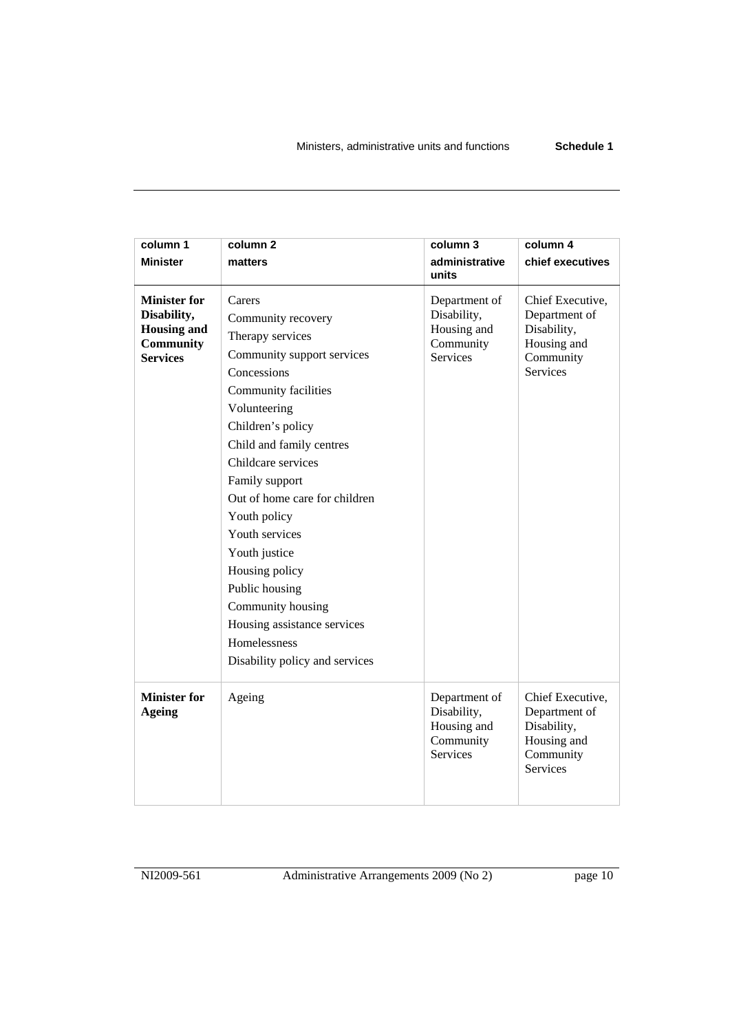| column 1<br>**Minister** | column 2<br>**matters** | column 3<br>**administrative units** | column 4<br>**chief executives** |
|---|---|---|---|
| **Minister for Disability, Housing and Community Services** | Carers<br>Community recovery<br>Therapy services<br>Community support services<br>Concessions<br>Community facilities<br>Volunteering<br>Children's policy<br>Child and family centres<br>Childcare services<br>Family support<br>Out of home care for children<br>Youth policy<br>Youth services<br>Youth justice<br>Housing policy<br>Public housing<br>Community housing<br>Housing assistance services<br>Homelessness<br>Disability policy and services | Department of Disability, Housing and Community Services | Chief Executive, Department of Disability, Housing and Community Services |
| **Minister for Ageing** | Ageing | Department of Disability, Housing and Community Services | Chief Executive, Department of Disability, Housing and Community Services |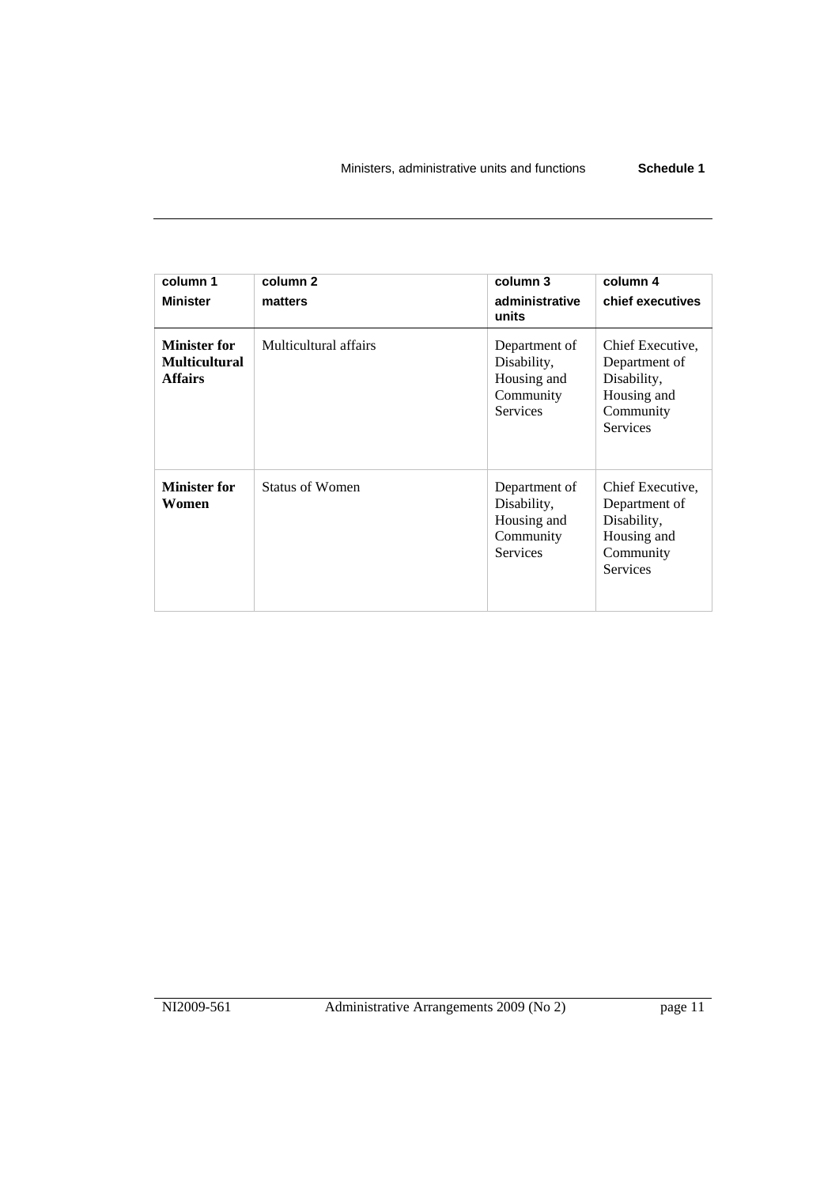| column 1<br>**Minister** | column 2<br>**matters** | column 3<br>**administrative units** | column 4<br>**chief executives** |
|---|---|---|---|
| **Minister for Multicultural Affairs** | Multicultural affairs | Department of Disability, Housing and Community Services | Chief Executive, Department of Disability, Housing and Community Services |
| **Minister for Women** | Status of Women | Department of Disability, Housing and Community Services | Chief Executive, Department of Disability, Housing and Community Services |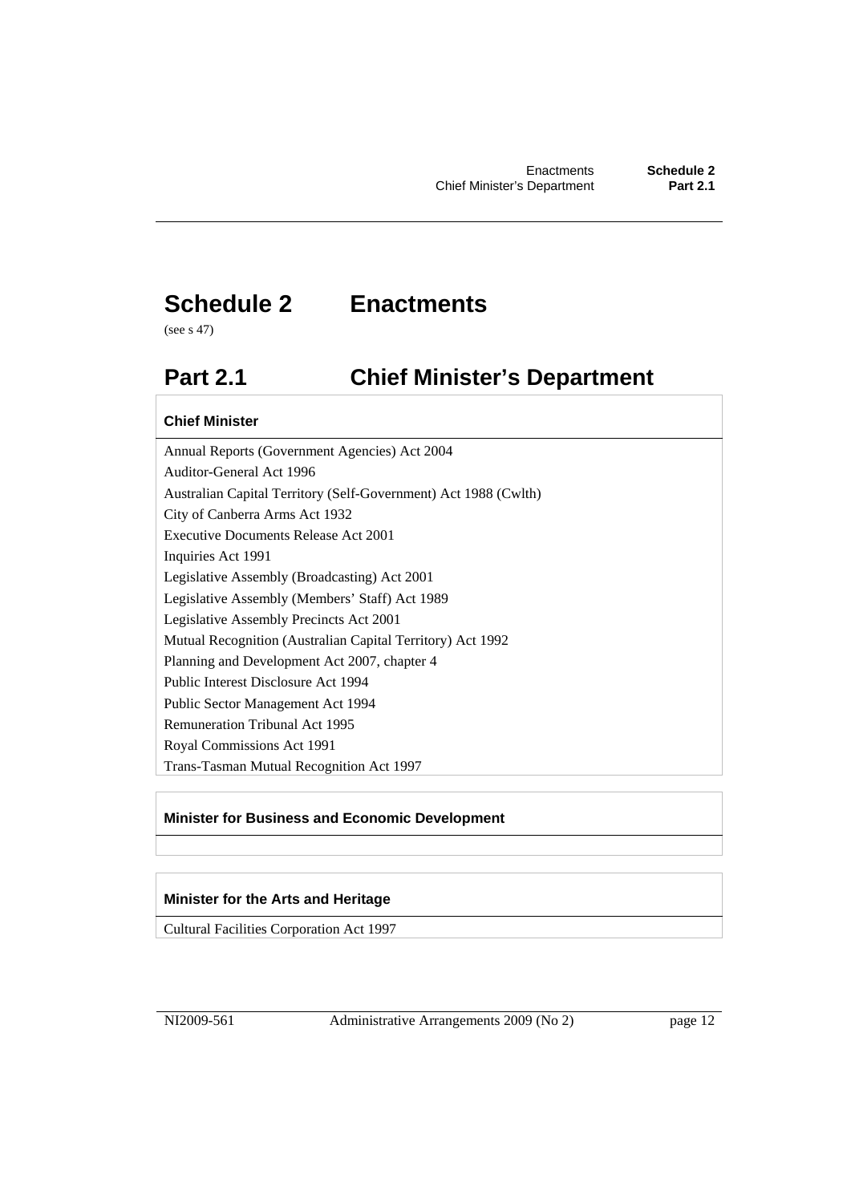# Schedule 2 Enactments

(see s 47)

## Part 2.1 Chief Minister's Department

| Chief Minister |
| --- |
| Annual Reports (Government Agencies) Act 2004 |
| Auditor-General Act 1996 |
| Australian Capital Territory (Self-Government) Act 1988 (Cwlth) |
| City of Canberra Arms Act 1932 |
| Executive Documents Release Act 2001 |
| Inquiries Act 1991 |
| Legislative Assembly (Broadcasting) Act 2001 |
| Legislative Assembly (Members' Staff) Act 1989 |
| Legislative Assembly Precincts Act 2001 |
| Mutual Recognition (Australian Capital Territory) Act 1992 |
| Planning and Development Act 2007, chapter 4 |
| Public Interest Disclosure Act 1994 |
| Public Sector Management Act 1994 |
| Remuneration Tribunal Act 1995 |
| Royal Commissions Act 1991 |
| Trans-Tasman Mutual Recognition Act 1997 |

| Minister for Business and Economic Development |
| --- |
| |

| Minister for the Arts and Heritage |
| --- |
| Cultural Facilities Corporation Act 1997 |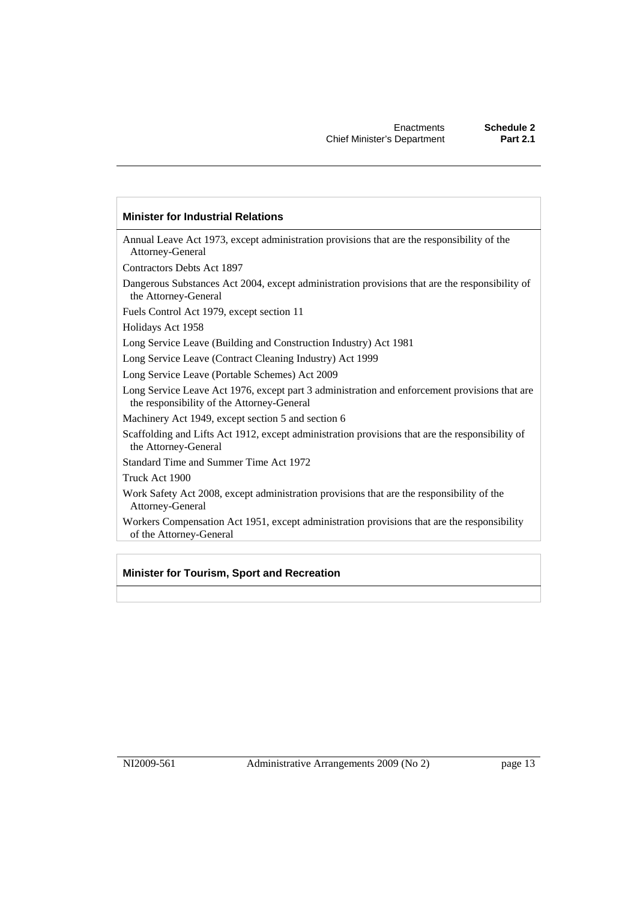| Minister for Industrial Relations |
| --- |
| Annual Leave Act 1973, except administration provisions that are the responsibility of the Attorney-General |
| Contractors Debts Act 1897 |
| Dangerous Substances Act 2004, except administration provisions that are the responsibility of the Attorney-General |
| Fuels Control Act 1979, except section 11 |
| Holidays Act 1958 |
| Long Service Leave (Building and Construction Industry) Act 1981 |
| Long Service Leave (Contract Cleaning Industry) Act 1999 |
| Long Service Leave (Portable Schemes) Act 2009 |
| Long Service Leave Act 1976, except part 3 administration and enforcement provisions that are the responsibility of the Attorney-General |
| Machinery Act 1949, except section 5 and section 6 |
| Scaffolding and Lifts Act 1912, except administration provisions that are the responsibility of the Attorney-General |
| Standard Time and Summer Time Act 1972 |
| Truck Act 1900 |
| Work Safety Act 2008, except administration provisions that are the responsibility of the Attorney-General |
| Workers Compensation Act 1951, except administration provisions that are the responsibility of the Attorney-General |

| Minister for Tourism, Sport and Recreation |
| --- |
| |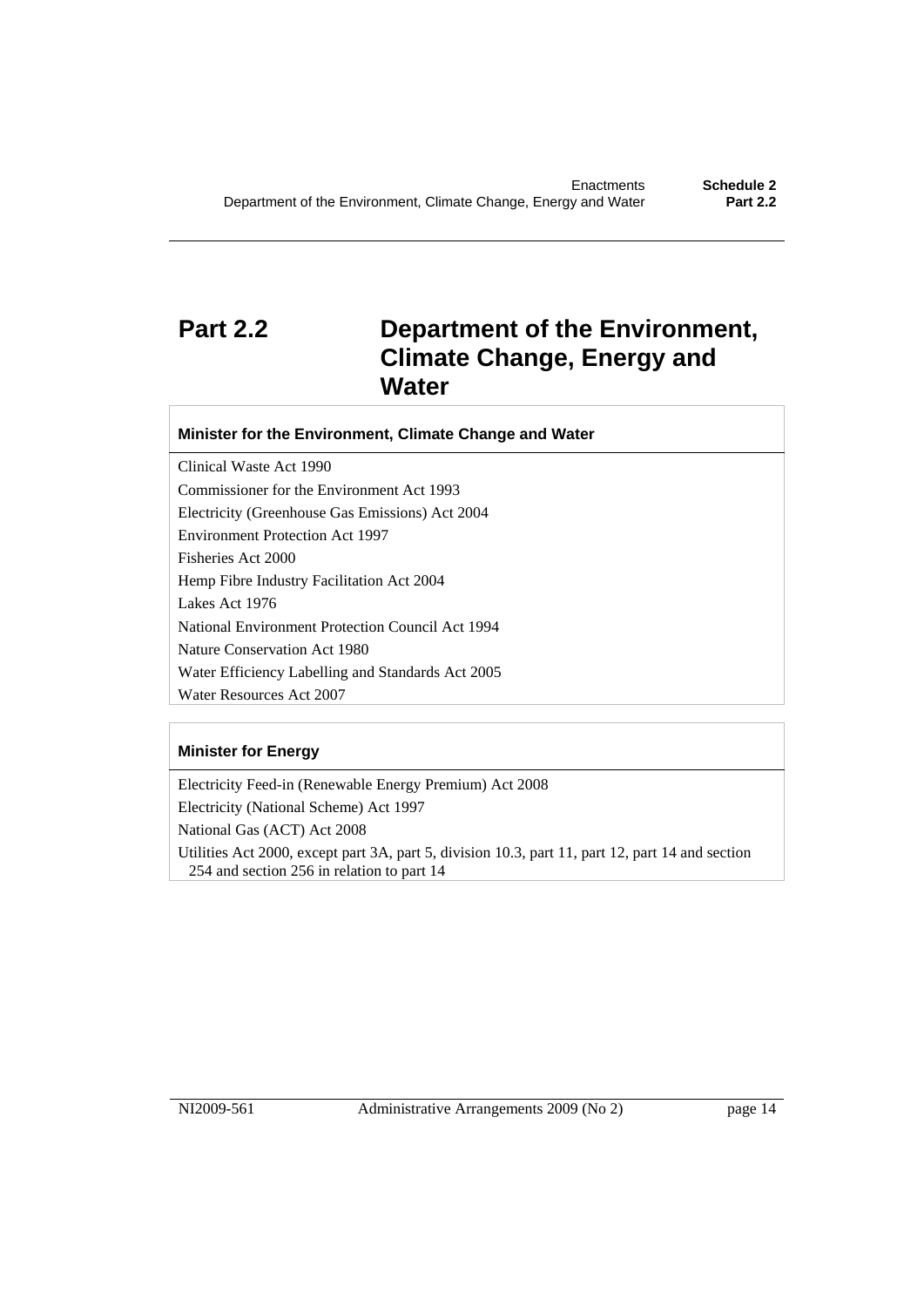# Part 2.2 Department of the Environment, Climate Change, Energy and Water

| Minister for the Environment, Climate Change and Water |
| --- |
| Clinical Waste Act 1990 |
| Commissioner for the Environment Act 1993 |
| Electricity (Greenhouse Gas Emissions) Act 2004 |
| Environment Protection Act 1997 |
| Fisheries Act 2000 |
| Hemp Fibre Industry Facilitation Act 2004 |
| Lakes Act 1976 |
| National Environment Protection Council Act 1994 |
| Nature Conservation Act 1980 |
| Water Efficiency Labelling and Standards Act 2005 |
| Water Resources Act 2007 |

| Minister for Energy |
| --- |
| Electricity Feed-in (Renewable Energy Premium) Act 2008 |
| Electricity (National Scheme) Act 1997 |
| National Gas (ACT) Act 2008 |
| Utilities Act 2000, except part 3A, part 5, division 10.3, part 11, part 12, part 14 and section 254 and section 256 in relation to part 14 |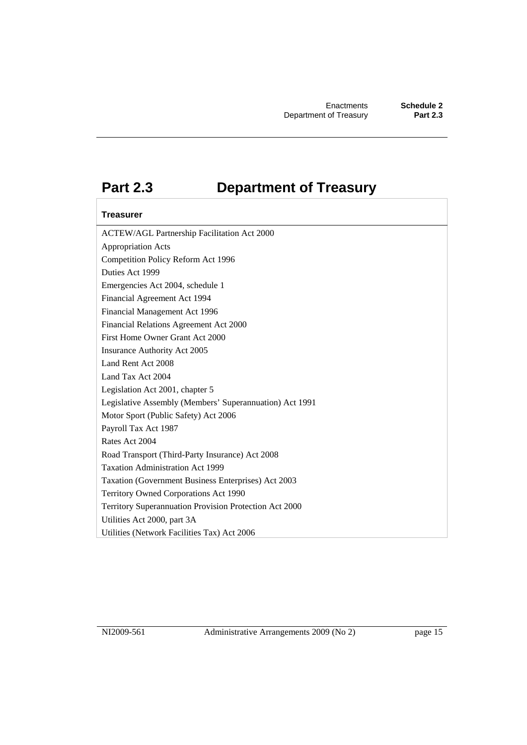# Part 2.3 Department of Treasury

| Treasurer |
|---|
| ACTEW/AGL Partnership Facilitation Act 2000 |
| Appropriation Acts |
| Competition Policy Reform Act 1996 |
| Duties Act 1999 |
| Emergencies Act 2004, schedule 1 |
| Financial Agreement Act 1994 |
| Financial Management Act 1996 |
| Financial Relations Agreement Act 2000 |
| First Home Owner Grant Act 2000 |
| Insurance Authority Act 2005 |
| Land Rent Act 2008 |
| Land Tax Act 2004 |
| Legislation Act 2001, chapter 5 |
| Legislative Assembly (Members' Superannuation) Act 1991 |
| Motor Sport (Public Safety) Act 2006 |
| Payroll Tax Act 1987 |
| Rates Act 2004 |
| Road Transport (Third-Party Insurance) Act 2008 |
| Taxation Administration Act 1999 |
| Taxation (Government Business Enterprises) Act 2003 |
| Territory Owned Corporations Act 1990 |
| Territory Superannuation Provision Protection Act 2000 |
| Utilities Act 2000, part 3A |
| Utilities (Network Facilities Tax) Act 2006 |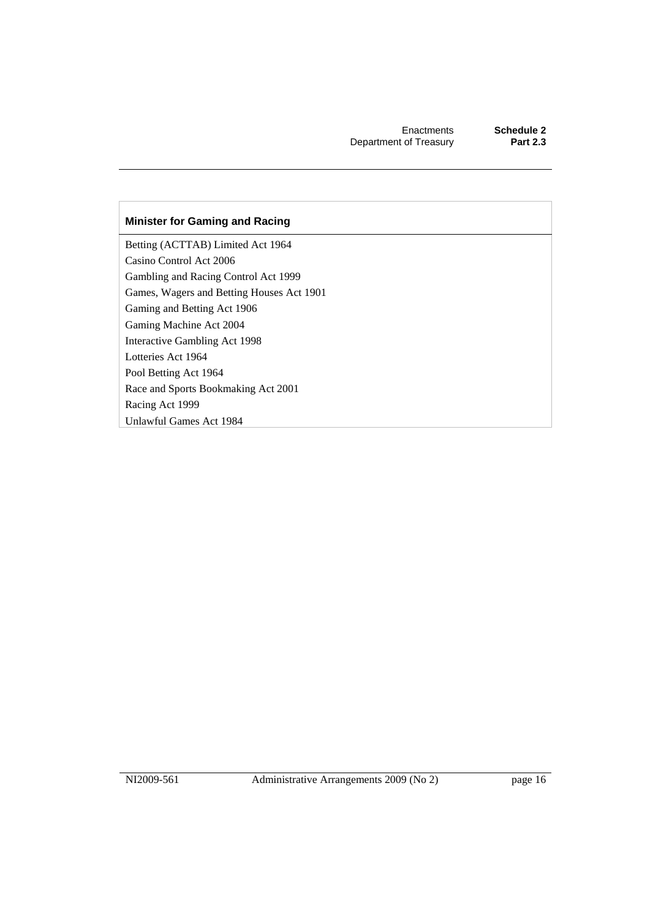| Minister for Gaming and Racing |
| --- |
| Betting (ACTTAB) Limited Act 1964 |
| Casino Control Act 2006 |
| Gambling and Racing Control Act 1999 |
| Games, Wagers and Betting Houses Act 1901 |
| Gaming and Betting Act 1906 |
| Gaming Machine Act 2004 |
| Interactive Gambling Act 1998 |
| Lotteries Act 1964 |
| Pool Betting Act 1964 |
| Race and Sports Bookmaking Act 2001 |
| Racing Act 1999 |
| Unlawful Games Act 1984 |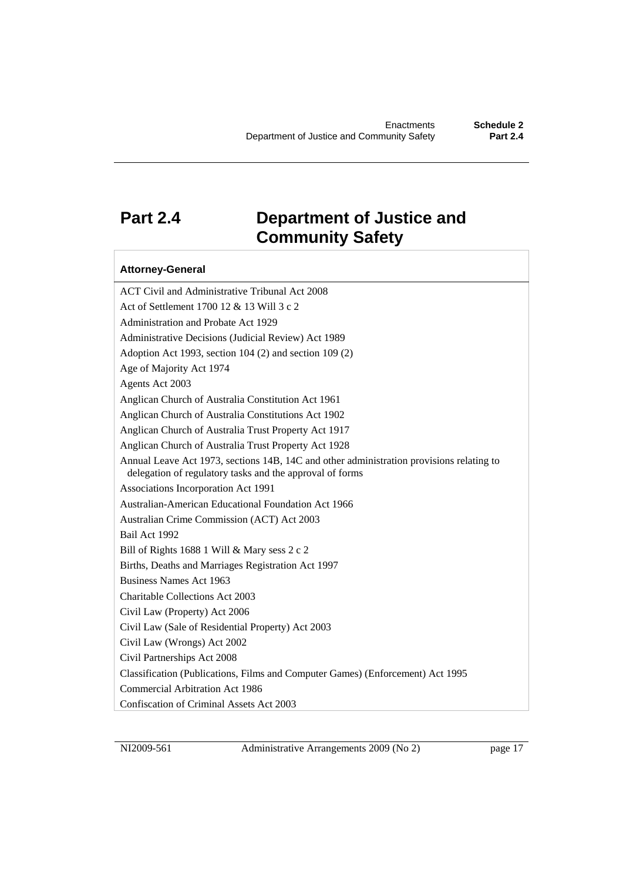# Part 2.4 Department of Justice and Community Safety

| Attorney-General |
| --- |
| ACT Civil and Administrative Tribunal Act 2008 |
| Act of Settlement 1700 12 & 13 Will 3 c 2 |
| Administration and Probate Act 1929 |
| Administrative Decisions (Judicial Review) Act 1989 |
| Adoption Act 1993, section 104 (2) and section 109 (2) |
| Age of Majority Act 1974 |
| Agents Act 2003 |
| Anglican Church of Australia Constitution Act 1961 |
| Anglican Church of Australia Constitutions Act 1902 |
| Anglican Church of Australia Trust Property Act 1917 |
| Anglican Church of Australia Trust Property Act 1928 |
| Annual Leave Act 1973, sections 14B, 14C and other administration provisions relating to delegation of regulatory tasks and the approval of forms |
| Associations Incorporation Act 1991 |
| Australian-American Educational Foundation Act 1966 |
| Australian Crime Commission (ACT) Act 2003 |
| Bail Act 1992 |
| Bill of Rights 1688 1 Will & Mary sess 2 c 2 |
| Births, Deaths and Marriages Registration Act 1997 |
| Business Names Act 1963 |
| Charitable Collections Act 2003 |
| Civil Law (Property) Act 2006 |
| Civil Law (Sale of Residential Property) Act 2003 |
| Civil Law (Wrongs) Act 2002 |
| Civil Partnerships Act 2008 |
| Classification (Publications, Films and Computer Games) (Enforcement) Act 1995 |
| Commercial Arbitration Act 1986 |
| Confiscation of Criminal Assets Act 2003 |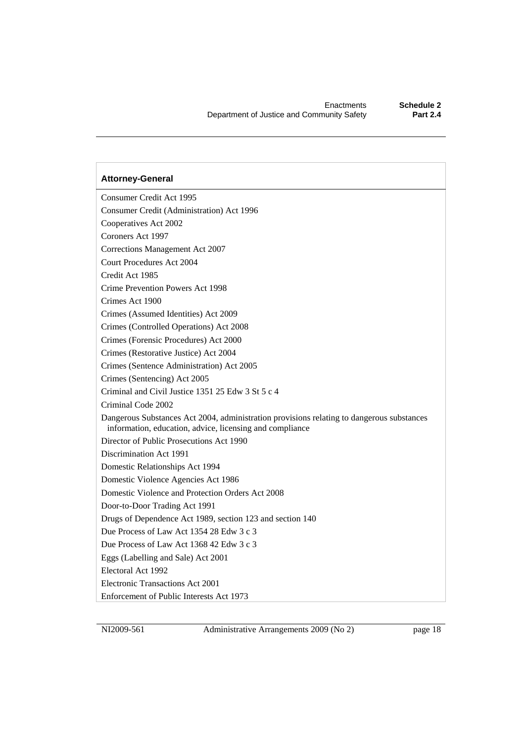| Attorney-General |
| --- |
| Consumer Credit Act 1995 |
| Consumer Credit (Administration) Act 1996 |
| Cooperatives Act 2002 |
| Coroners Act 1997 |
| Corrections Management Act 2007 |
| Court Procedures Act 2004 |
| Credit Act 1985 |
| Crime Prevention Powers Act 1998 |
| Crimes Act 1900 |
| Crimes (Assumed Identities) Act 2009 |
| Crimes (Controlled Operations) Act 2008 |
| Crimes (Forensic Procedures) Act 2000 |
| Crimes (Restorative Justice) Act 2004 |
| Crimes (Sentence Administration) Act 2005 |
| Crimes (Sentencing) Act 2005 |
| Criminal and Civil Justice 1351 25 Edw 3 St 5 c 4 |
| Criminal Code 2002 |
| Dangerous Substances Act 2004, administration provisions relating to dangerous substances information, education, advice, licensing and compliance |
| Director of Public Prosecutions Act 1990 |
| Discrimination Act 1991 |
| Domestic Relationships Act 1994 |
| Domestic Violence Agencies Act 1986 |
| Domestic Violence and Protection Orders Act 2008 |
| Door-to-Door Trading Act 1991 |
| Drugs of Dependence Act 1989, section 123 and section 140 |
| Due Process of Law Act 1354 28 Edw 3 c 3 |
| Due Process of Law Act 1368 42 Edw 3 c 3 |
| Eggs (Labelling and Sale) Act 2001 |
| Electoral Act 1992 |
| Electronic Transactions Act 2001 |
| Enforcement of Public Interests Act 1973 |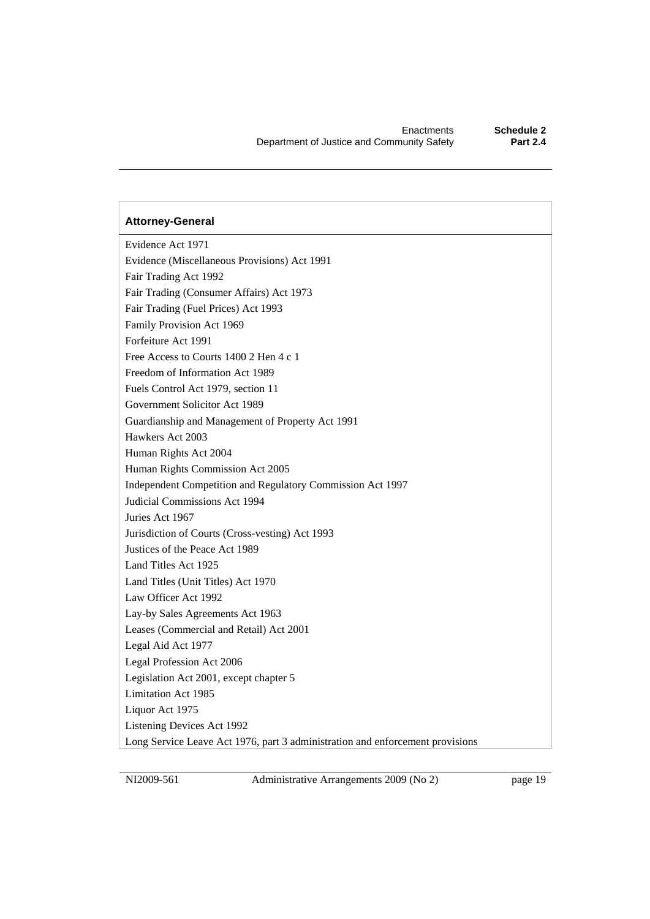| Attorney-General |
| --- |
| Evidence Act 1971 |
| Evidence (Miscellaneous Provisions) Act 1991 |
| Fair Trading Act 1992 |
| Fair Trading (Consumer Affairs) Act 1973 |
| Fair Trading (Fuel Prices) Act 1993 |
| Family Provision Act 1969 |
| Forfeiture Act 1991 |
| Free Access to Courts 1400 2 Hen 4 c 1 |
| Freedom of Information Act 1989 |
| Fuels Control Act 1979, section 11 |
| Government Solicitor Act 1989 |
| Guardianship and Management of Property Act 1991 |
| Hawkers Act 2003 |
| Human Rights Act 2004 |
| Human Rights Commission Act 2005 |
| Independent Competition and Regulatory Commission Act 1997 |
| Judicial Commissions Act 1994 |
| Juries Act 1967 |
| Jurisdiction of Courts (Cross-vesting) Act 1993 |
| Justices of the Peace Act 1989 |
| Land Titles Act 1925 |
| Land Titles (Unit Titles) Act 1970 |
| Law Officer Act 1992 |
| Lay-by Sales Agreements Act 1963 |
| Leases (Commercial and Retail) Act 2001 |
| Legal Aid Act 1977 |
| Legal Profession Act 2006 |
| Legislation Act 2001, except chapter 5 |
| Limitation Act 1985 |
| Liquor Act 1975 |
| Listening Devices Act 1992 |
| Long Service Leave Act 1976, part 3 administration and enforcement provisions |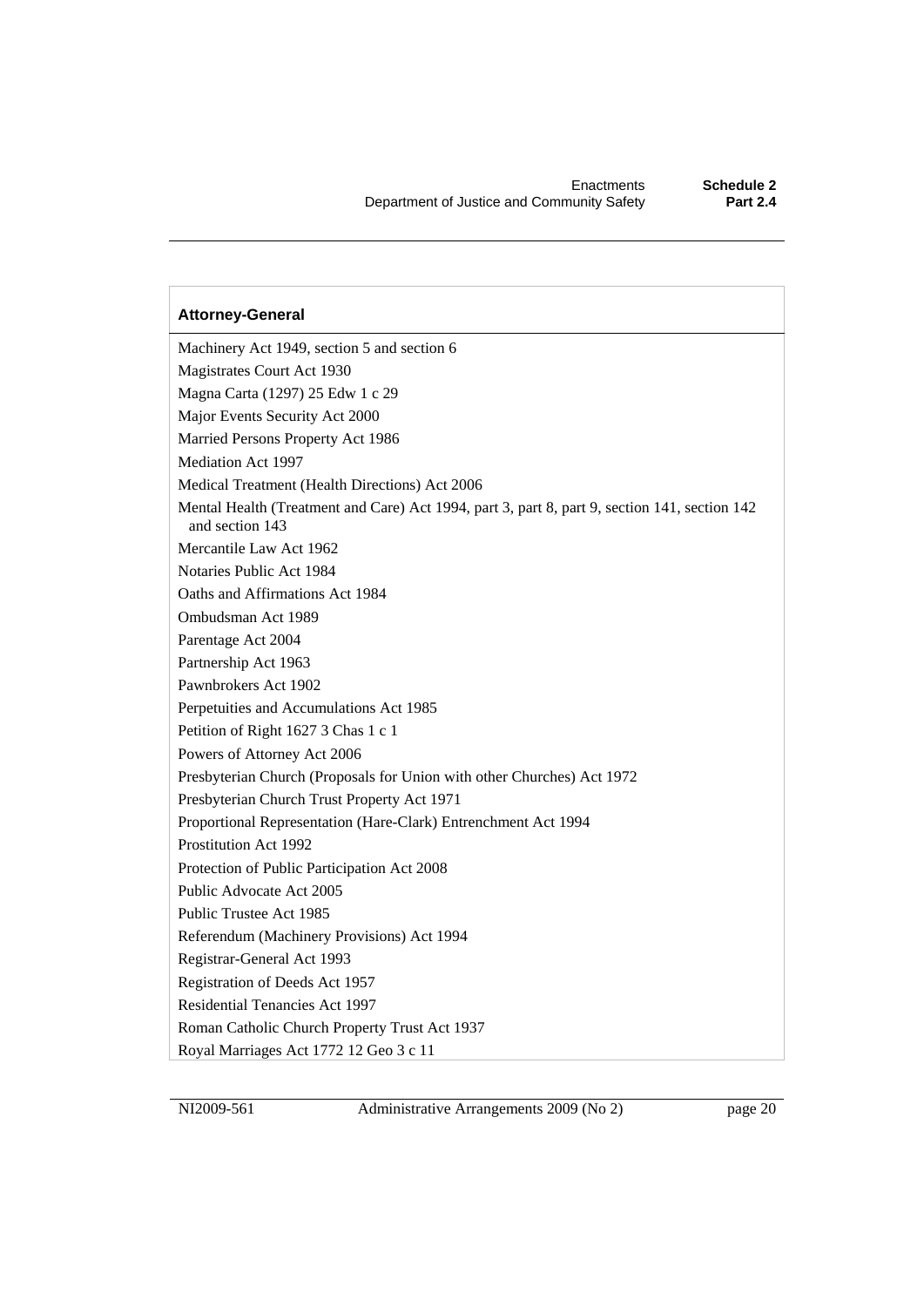| Attorney-General |
| --- |
| Machinery Act 1949, section 5 and section 6 |
| Magistrates Court Act 1930 |
| Magna Carta (1297) 25 Edw 1 c 29 |
| Major Events Security Act 2000 |
| Married Persons Property Act 1986 |
| Mediation Act 1997 |
| Medical Treatment (Health Directions) Act 2006 |
| Mental Health (Treatment and Care) Act 1994, part 3, part 8, part 9, section 141, section 142 and section 143 |
| Mercantile Law Act 1962 |
| Notaries Public Act 1984 |
| Oaths and Affirmations Act 1984 |
| Ombudsman Act 1989 |
| Parentage Act 2004 |
| Partnership Act 1963 |
| Pawnbrokers Act 1902 |
| Perpetuities and Accumulations Act 1985 |
| Petition of Right 1627 3 Chas 1 c 1 |
| Powers of Attorney Act 2006 |
| Presbyterian Church (Proposals for Union with other Churches) Act 1972 |
| Presbyterian Church Trust Property Act 1971 |
| Proportional Representation (Hare-Clark) Entrenchment Act 1994 |
| Prostitution Act 1992 |
| Protection of Public Participation Act 2008 |
| Public Advocate Act 2005 |
| Public Trustee Act 1985 |
| Referendum (Machinery Provisions) Act 1994 |
| Registrar-General Act 1993 |
| Registration of Deeds Act 1957 |
| Residential Tenancies Act 1997 |
| Roman Catholic Church Property Trust Act 1937 |
| Royal Marriages Act 1772 12 Geo 3 c 11 |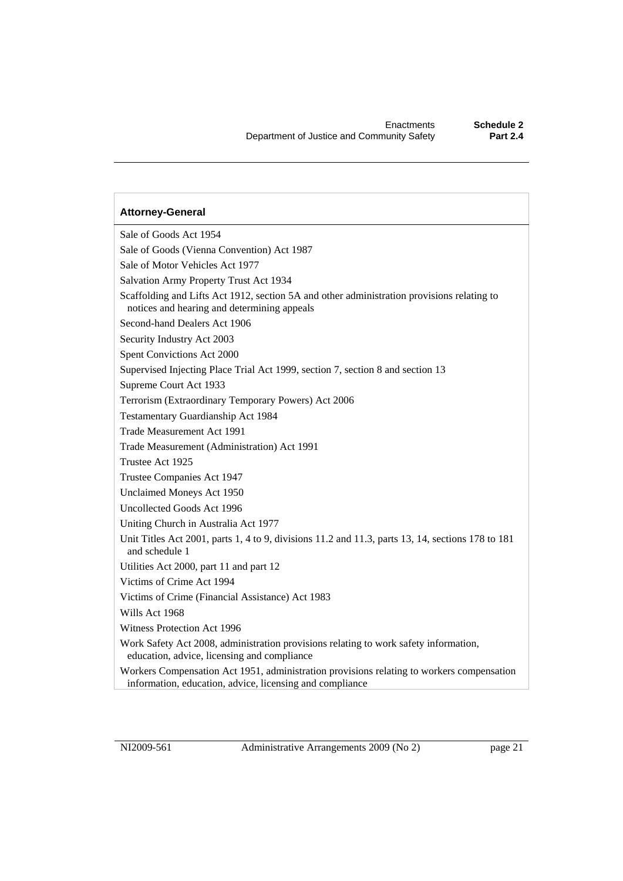| Attorney-General |
| --- |
| Sale of Goods Act 1954 |
| Sale of Goods (Vienna Convention) Act 1987 |
| Sale of Motor Vehicles Act 1977 |
| Salvation Army Property Trust Act 1934 |
| Scaffolding and Lifts Act 1912, section 5A and other administration provisions relating to notices and hearing and determining appeals |
| Second-hand Dealers Act 1906 |
| Security Industry Act 2003 |
| Spent Convictions Act 2000 |
| Supervised Injecting Place Trial Act 1999, section 7, section 8 and section 13 |
| Supreme Court Act 1933 |
| Terrorism (Extraordinary Temporary Powers) Act 2006 |
| Testamentary Guardianship Act 1984 |
| Trade Measurement Act 1991 |
| Trade Measurement (Administration) Act 1991 |
| Trustee Act 1925 |
| Trustee Companies Act 1947 |
| Unclaimed Moneys Act 1950 |
| Uncollected Goods Act 1996 |
| Uniting Church in Australia Act 1977 |
| Unit Titles Act 2001, parts 1, 4 to 9, divisions 11.2 and 11.3, parts 13, 14, sections 178 to 181 and schedule 1 |
| Utilities Act 2000, part 11 and part 12 |
| Victims of Crime Act 1994 |
| Victims of Crime (Financial Assistance) Act 1983 |
| Wills Act 1968 |
| Witness Protection Act 1996 |
| Work Safety Act 2008, administration provisions relating to work safety information, education, advice, licensing and compliance |
| Workers Compensation Act 1951, administration provisions relating to workers compensation information, education, advice, licensing and compliance |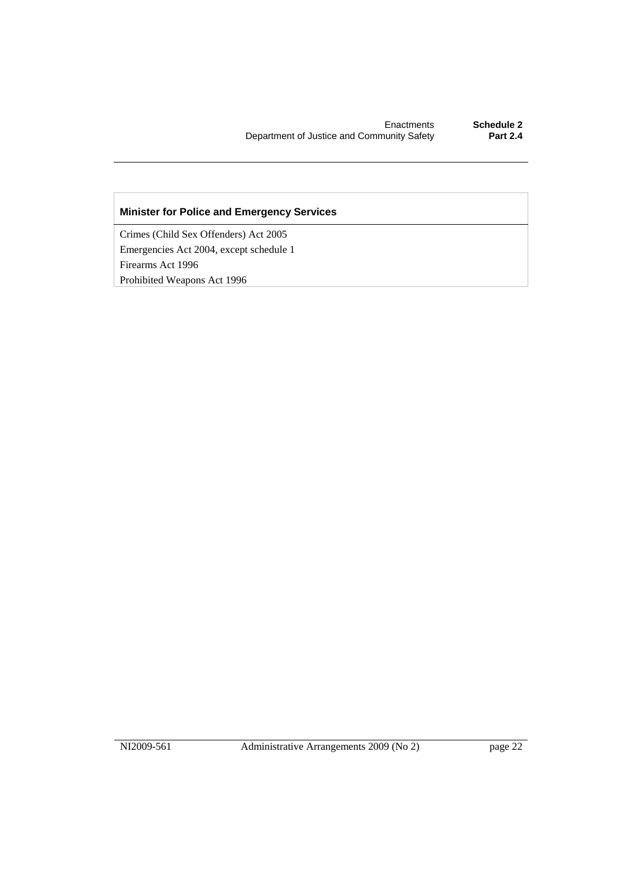| Minister for Police and Emergency Services |
| --- |
| Crimes (Child Sex Offenders) Act 2005 |
| Emergencies Act 2004, except schedule 1 |
| Firearms Act 1996 |
| Prohibited Weapons Act 1996 |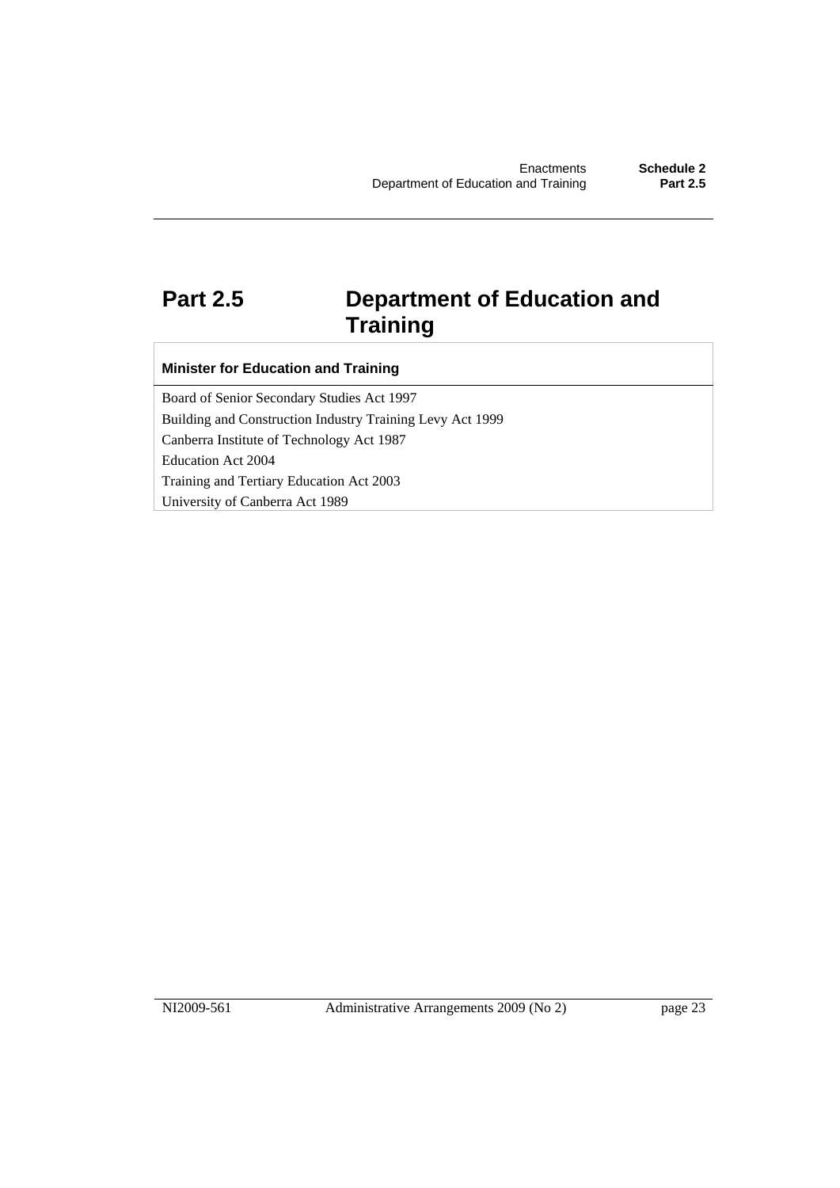# Part 2.5 Department of Education and Training

| Minister for Education and Training |
| --- |
| Board of Senior Secondary Studies Act 1997 |
| Building and Construction Industry Training Levy Act 1999 |
| Canberra Institute of Technology Act 1987 |
| Education Act 2004 |
| Training and Tertiary Education Act 2003 |
| University of Canberra Act 1989 |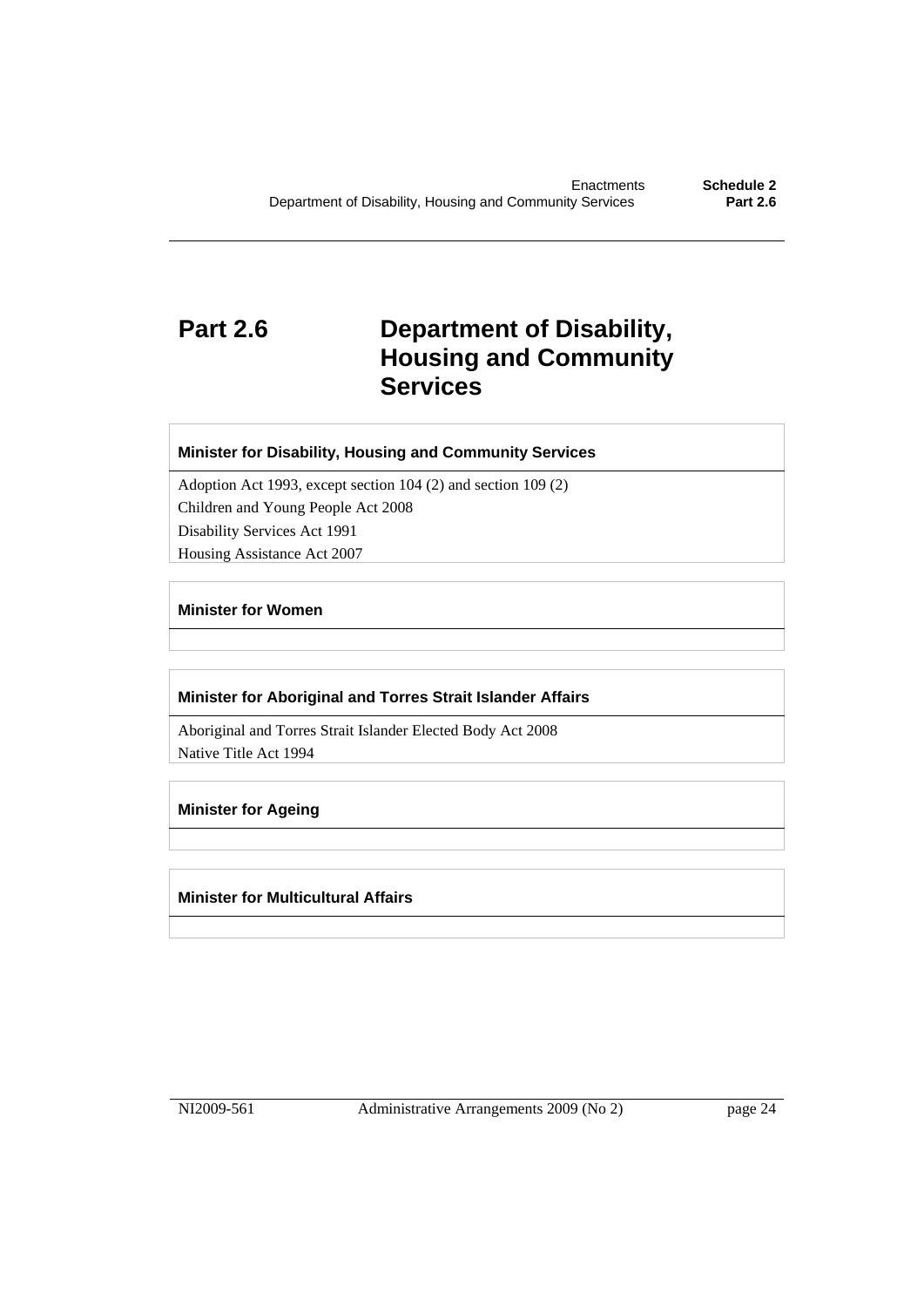# Part 2.6 Department of Disability, Housing and Community Services

| Minister for Disability, Housing and Community Services |
| --- |
| Adoption Act 1993, except section 104 (2) and section 109 (2) |
| Children and Young People Act 2008 |
| Disability Services Act 1991 |
| Housing Assistance Act 2007 |

| Minister for Women |
| --- |
| |

| Minister for Aboriginal and Torres Strait Islander Affairs |
| --- |
| Aboriginal and Torres Strait Islander Elected Body Act 2008 |
| Native Title Act 1994 |

| Minister for Ageing |
| --- |
| |

| Minister for Multicultural Affairs |
| --- |
| |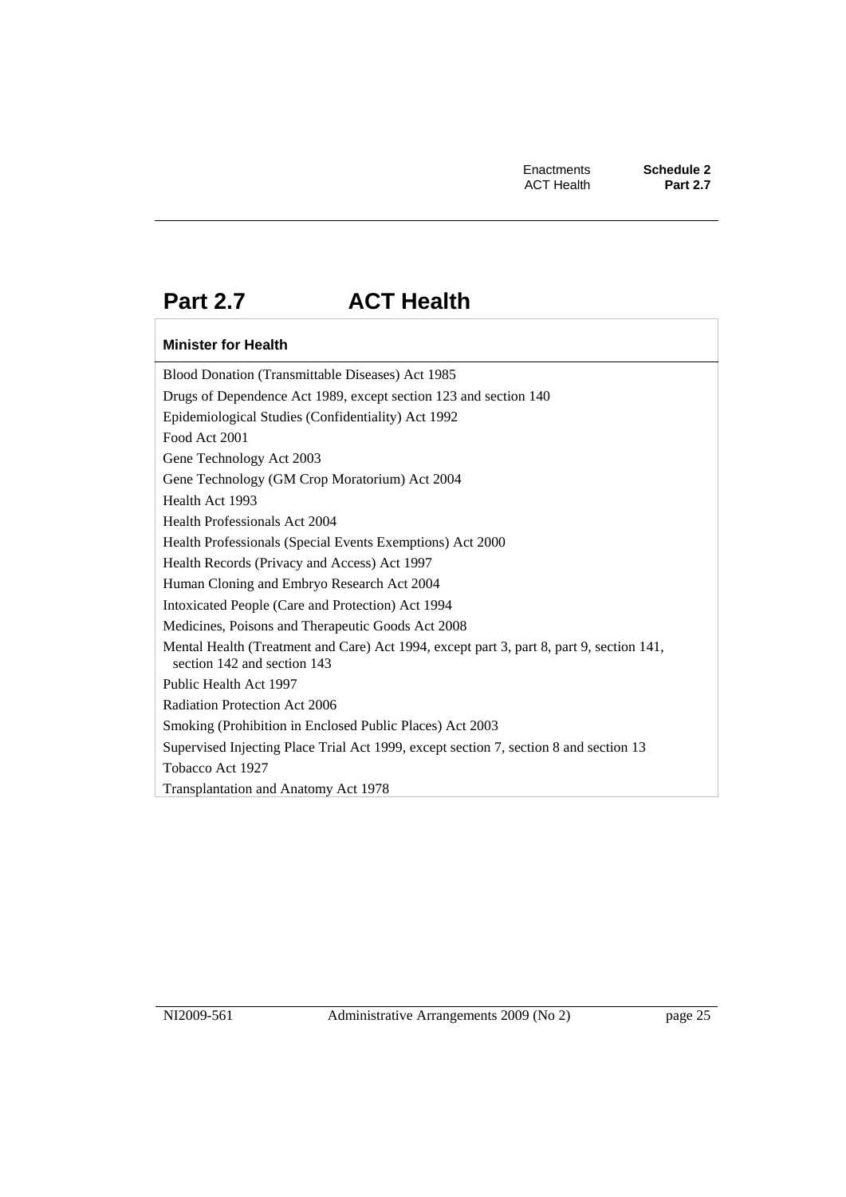# Part 2.7 ACT Health

| Minister for Health |
| --- |
| Blood Donation (Transmittable Diseases) Act 1985 |
| Drugs of Dependence Act 1989, except section 123 and section 140 |
| Epidemiological Studies (Confidentiality) Act 1992 |
| Food Act 2001 |
| Gene Technology Act 2003 |
| Gene Technology (GM Crop Moratorium) Act 2004 |
| Health Act 1993 |
| Health Professionals Act 2004 |
| Health Professionals (Special Events Exemptions) Act 2000 |
| Health Records (Privacy and Access) Act 1997 |
| Human Cloning and Embryo Research Act 2004 |
| Intoxicated People (Care and Protection) Act 1994 |
| Medicines, Poisons and Therapeutic Goods Act 2008 |
| Mental Health (Treatment and Care) Act 1994, except part 3, part 8, part 9, section 141, section 142 and section 143 |
| Public Health Act 1997 |
| Radiation Protection Act 2006 |
| Smoking (Prohibition in Enclosed Public Places) Act 2003 |
| Supervised Injecting Place Trial Act 1999, except section 7, section 8 and section 13 |
| Tobacco Act 1927 |
| Transplantation and Anatomy Act 1978 |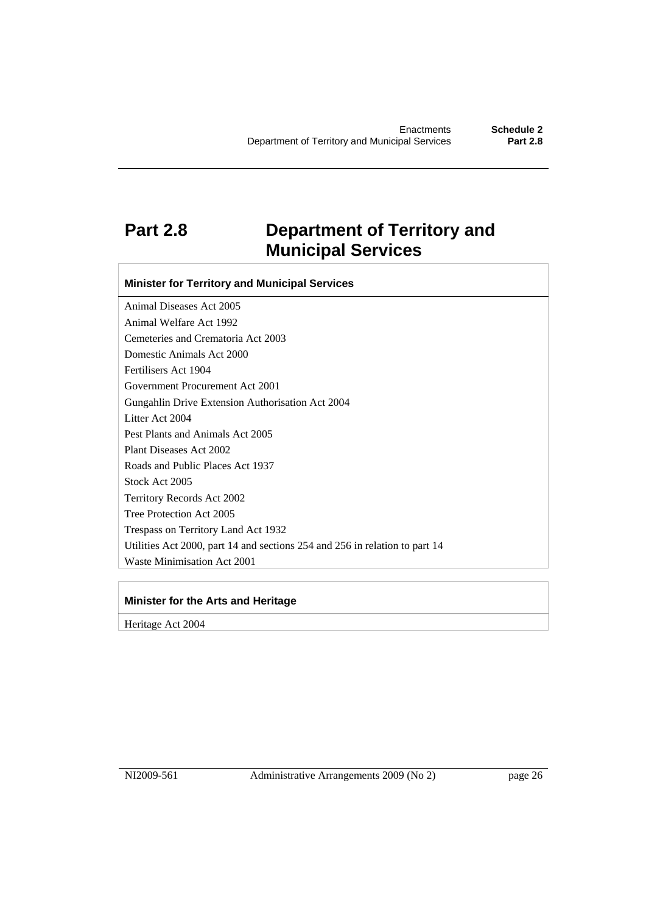# Part 2.8 Department of Territory and Municipal Services

| Minister for Territory and Municipal Services |
| --- |
| Animal Diseases Act 2005 |
| Animal Welfare Act 1992 |
| Cemeteries and Crematoria Act 2003 |
| Domestic Animals Act 2000 |
| Fertilisers Act 1904 |
| Government Procurement Act 2001 |
| Gungahlin Drive Extension Authorisation Act 2004 |
| Litter Act 2004 |
| Pest Plants and Animals Act 2005 |
| Plant Diseases Act 2002 |
| Roads and Public Places Act 1937 |
| Stock Act 2005 |
| Territory Records Act 2002 |
| Tree Protection Act 2005 |
| Trespass on Territory Land Act 1932 |
| Utilities Act 2000, part 14 and sections 254 and 256 in relation to part 14 |
| Waste Minimisation Act 2001 |

| Minister for the Arts and Heritage |
| --- |
| Heritage Act 2004 |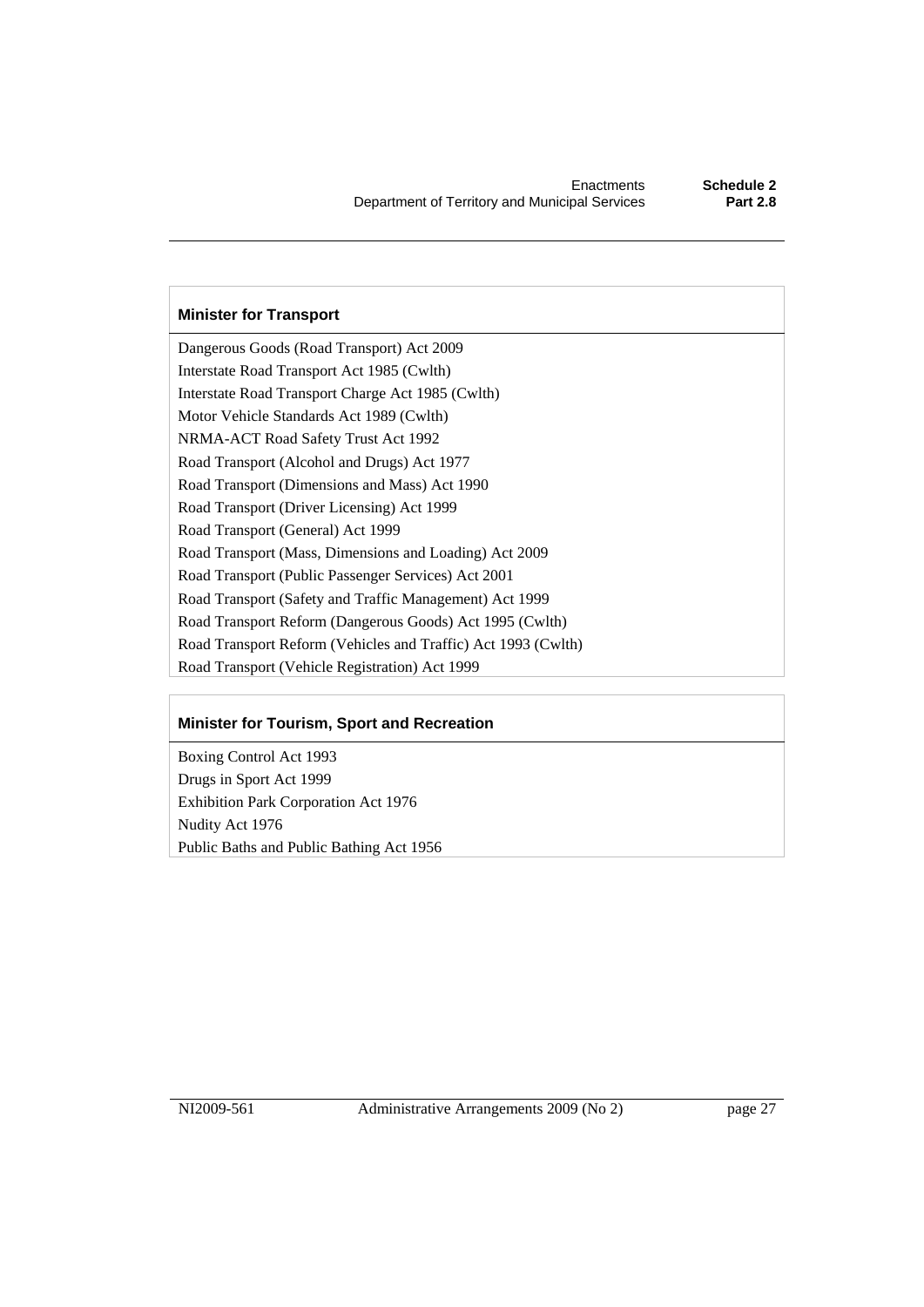| Minister for Transport |
| --- |
| Dangerous Goods (Road Transport) Act 2009 |
| Interstate Road Transport Act 1985 (Cwlth) |
| Interstate Road Transport Charge Act 1985 (Cwlth) |
| Motor Vehicle Standards Act 1989 (Cwlth) |
| NRMA-ACT Road Safety Trust Act 1992 |
| Road Transport (Alcohol and Drugs) Act 1977 |
| Road Transport (Dimensions and Mass) Act 1990 |
| Road Transport (Driver Licensing) Act 1999 |
| Road Transport (General) Act 1999 |
| Road Transport (Mass, Dimensions and Loading) Act 2009 |
| Road Transport (Public Passenger Services) Act 2001 |
| Road Transport (Safety and Traffic Management) Act 1999 |
| Road Transport Reform (Dangerous Goods) Act 1995 (Cwlth) |
| Road Transport Reform (Vehicles and Traffic) Act 1993 (Cwlth) |
| Road Transport (Vehicle Registration) Act 1999 |

| Minister for Tourism, Sport and Recreation |
| --- |
| Boxing Control Act 1993 |
| Drugs in Sport Act 1999 |
| Exhibition Park Corporation Act 1976 |
| Nudity Act 1976 |
| Public Baths and Public Bathing Act 1956 |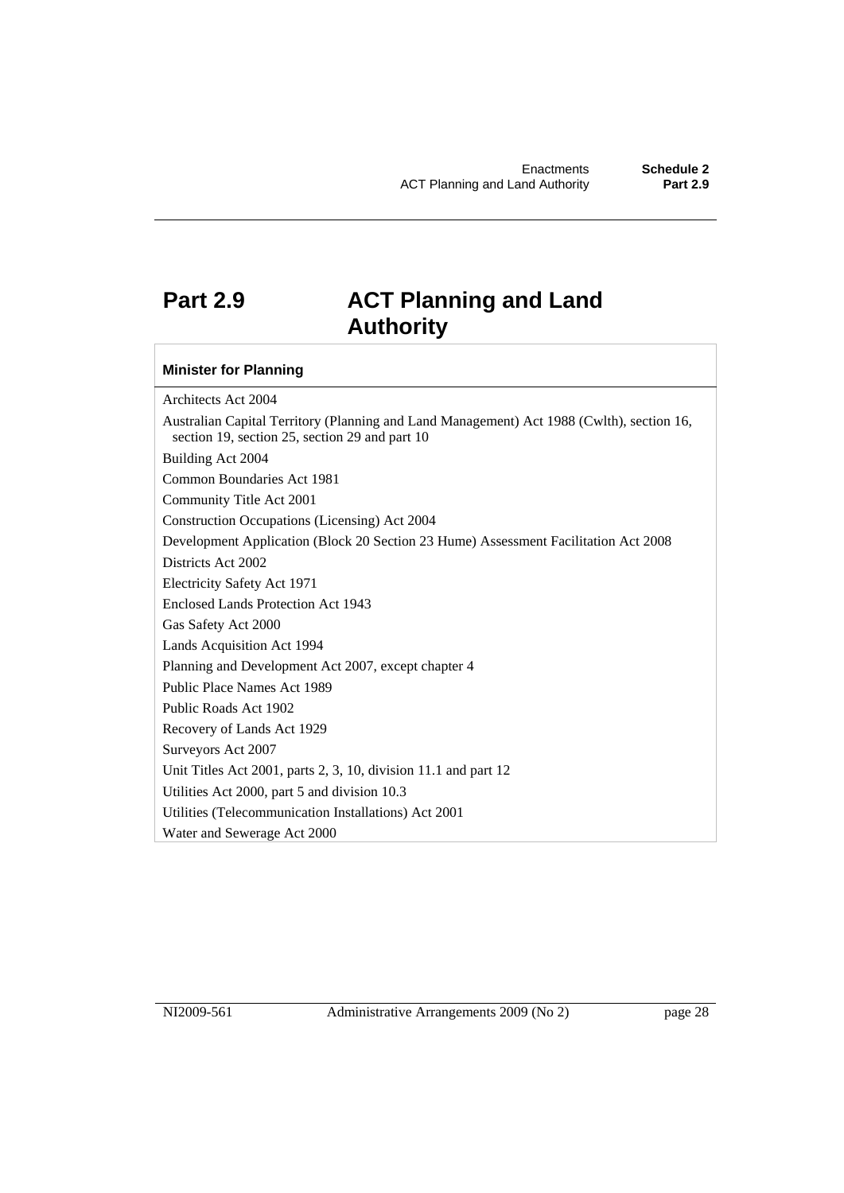# Part 2.9 ACT Planning and Land Authority

| Minister for Planning |
| --- |
| Architects Act 2004 |
| Australian Capital Territory (Planning and Land Management) Act 1988 (Cwlth), section 16, section 19, section 25, section 29 and part 10 |
| Building Act 2004 |
| Common Boundaries Act 1981 |
| Community Title Act 2001 |
| Construction Occupations (Licensing) Act 2004 |
| Development Application (Block 20 Section 23 Hume) Assessment Facilitation Act 2008 |
| Districts Act 2002 |
| Electricity Safety Act 1971 |
| Enclosed Lands Protection Act 1943 |
| Gas Safety Act 2000 |
| Lands Acquisition Act 1994 |
| Planning and Development Act 2007, except chapter 4 |
| Public Place Names Act 1989 |
| Public Roads Act 1902 |
| Recovery of Lands Act 1929 |
| Surveyors Act 2007 |
| Unit Titles Act 2001, parts 2, 3, 10, division 11.1 and part 12 |
| Utilities Act 2000, part 5 and division 10.3 |
| Utilities (Telecommunication Installations) Act 2001 |
| Water and Sewerage Act 2000 |